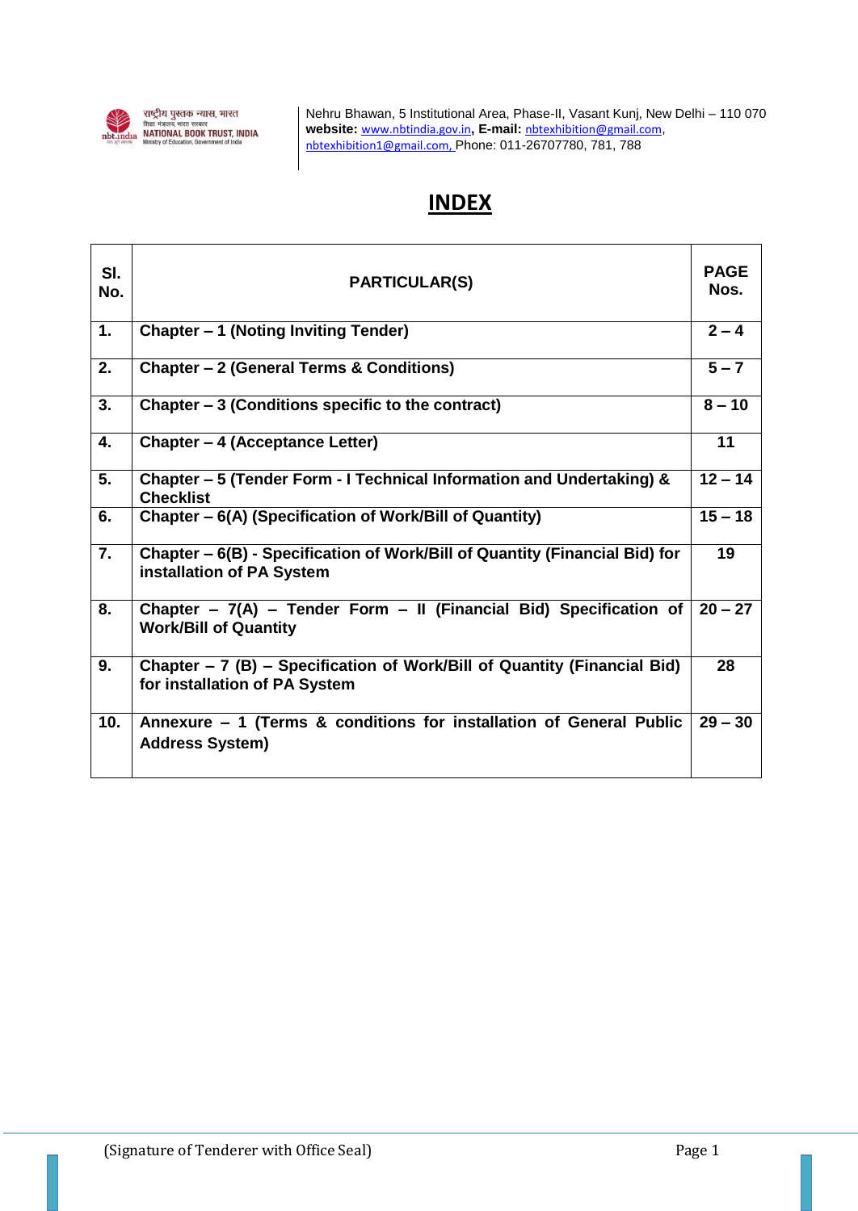राष्ट्रीय पुस्तक न्यास, भारत
शिक्षा मंत्रालय, भारत सरकार
NATIONAL BOOK TRUST, INDIA
Ministry of Education, Government of India

Nehru Bhawan, 5 Institutional Area, Phase-II, Vasant Kunj, New Delhi – 110 070
**website:** www.nbtindia.gov.in, **E-mail:** nbtexhibition@gmail.com, nbtexhibition1@gmail.com, Phone: 011-26707780, 781, 788

# INDEX

| Sl. No. | PARTICULAR(S) | PAGE Nos. |
|---|---|---|
| 1. | Chapter – 1 (Noting Inviting Tender) | 2 – 4 |
| 2. | Chapter – 2 (General Terms & Conditions) | 5 – 7 |
| 3. | Chapter – 3 (Conditions specific to the contract) | 8 – 10 |
| 4. | Chapter – 4 (Acceptance Letter) | 11 |
| 5. | Chapter – 5 (Tender Form - I Technical Information and Undertaking) & Checklist | 12 – 14 |
| 6. | Chapter – 6(A) (Specification of Work/Bill of Quantity) | 15 – 18 |
| 7. | Chapter – 6(B) - Specification of Work/Bill of Quantity (Financial Bid) for installation of PA System | 19 |
| 8. | Chapter – 7(A) – Tender Form – II (Financial Bid) Specification of Work/Bill of Quantity | 20 – 27 |
| 9. | Chapter – 7 (B) – Specification of Work/Bill of Quantity (Financial Bid) for installation of PA System | 28 |
| 10. | Annexure – 1 (Terms & conditions for installation of General Public Address System) | 29 – 30 |

(Signature of Tenderer with Office Seal)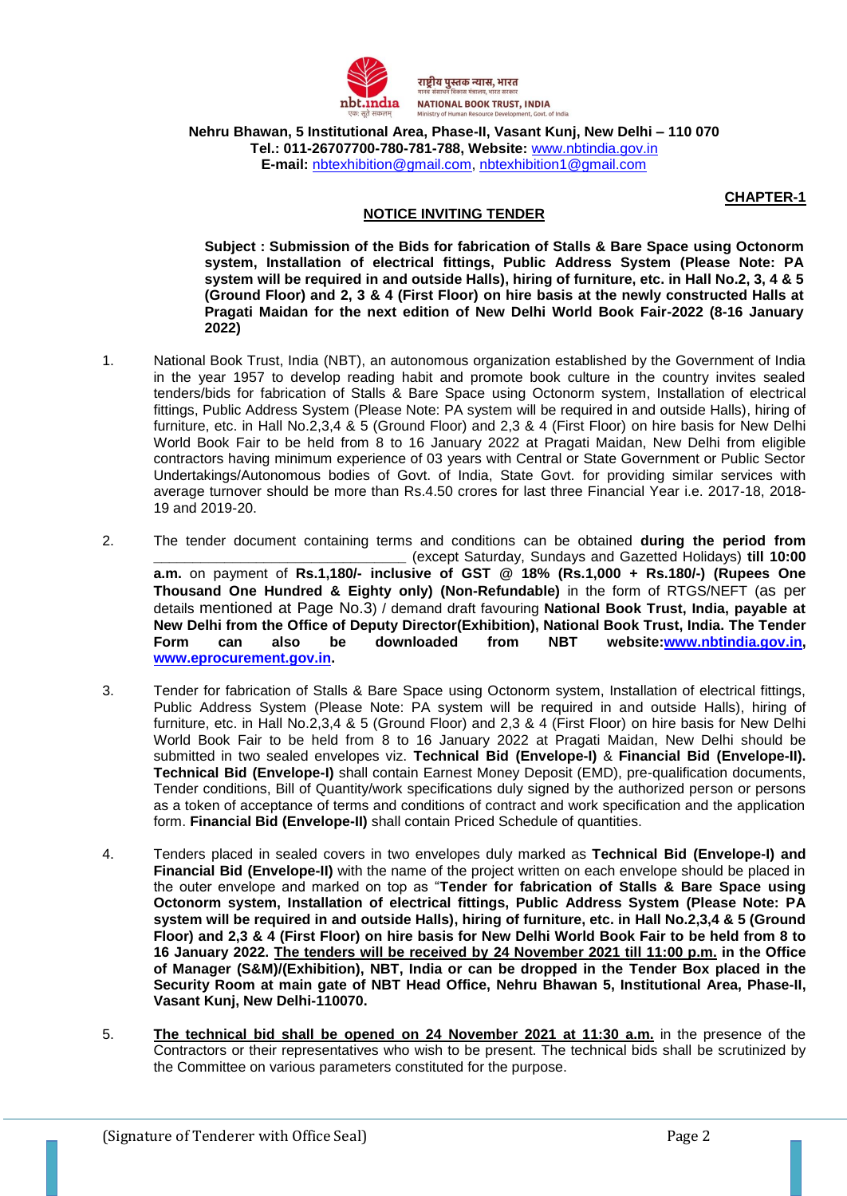राष्ट्रीय पुस्तक न्यास, भारत
मानव संसाधन विकास मंत्रालय, भारत सरकार
NATIONAL BOOK TRUST, INDIA
Ministry of Human Resource Development, Govt. of India

**Nehru Bhawan, 5 Institutional Area, Phase-II, Vasant Kunj, New Delhi – 110 070**
**Tel.: 011-26707700-780-781-788, Website:** www.nbtindia.gov.in
**E-mail:** nbtexhibition@gmail.com, nbtexhibition1@gmail.com

**CHAPTER-1**

## NOTICE INVITING TENDER

**Subject : Submission of the Bids for fabrication of Stalls & Bare Space using Octonorm system, Installation of electrical fittings, Public Address System (Please Note: PA system will be required in and outside Halls), hiring of furniture, etc. in Hall No.2, 3, 4 & 5 (Ground Floor) and 2, 3 & 4 (First Floor) on hire basis at the newly constructed Halls at Pragati Maidan for the next edition of New Delhi World Book Fair-2022 (8-16 January 2022)**

1. National Book Trust, India (NBT), an autonomous organization established by the Government of India in the year 1957 to develop reading habit and promote book culture in the country invites sealed tenders/bids for fabrication of Stalls & Bare Space using Octonorm system, Installation of electrical fittings, Public Address System (Please Note: PA system will be required in and outside Halls), hiring of furniture, etc. in Hall No.2,3,4 & 5 (Ground Floor) and 2,3 & 4 (First Floor) on hire basis for New Delhi World Book Fair to be held from 8 to 16 January 2022 at Pragati Maidan, New Delhi from eligible contractors having minimum experience of 03 years with Central or State Government or Public Sector Undertakings/Autonomous bodies of Govt. of India, State Govt. for providing similar services with average turnover should be more than Rs.4.50 crores for last three Financial Year i.e. 2017-18, 2018-19 and 2019-20.

2. The tender document containing terms and conditions can be obtained **during the period from** ______________________________ (except Saturday, Sundays and Gazetted Holidays) **till 10:00 a.m.** on payment of **Rs.1,180/- inclusive of GST @ 18% (Rs.1,000 + Rs.180/-) (Rupees One Thousand One Hundred & Eighty only) (Non-Refundable)** in the form of RTGS/NEFT (as per details mentioned at Page No.3) / demand draft favouring **National Book Trust, India, payable at New Delhi from the Office of Deputy Director(Exhibition), National Book Trust, India. The Tender Form can also be downloaded from NBT website:www.nbtindia.gov.in, www.eprocurement.gov.in.**

3. Tender for fabrication of Stalls & Bare Space using Octonorm system, Installation of electrical fittings, Public Address System (Please Note: PA system will be required in and outside Halls), hiring of furniture, etc. in Hall No.2,3,4 & 5 (Ground Floor) and 2,3 & 4 (First Floor) on hire basis for New Delhi World Book Fair to be held from 8 to 16 January 2022 at Pragati Maidan, New Delhi should be submitted in two sealed envelopes viz. **Technical Bid (Envelope-I)** & **Financial Bid (Envelope-II). Technical Bid (Envelope-I)** shall contain Earnest Money Deposit (EMD), pre-qualification documents, Tender conditions, Bill of Quantity/work specifications duly signed by the authorized person or persons as a token of acceptance of terms and conditions of contract and work specification and the application form. **Financial Bid (Envelope-II)** shall contain Priced Schedule of quantities.

4. Tenders placed in sealed covers in two envelopes duly marked as **Technical Bid (Envelope-I) and Financial Bid (Envelope-II)** with the name of the project written on each envelope should be placed in the outer envelope and marked on top as "**Tender for fabrication of Stalls & Bare Space using Octonorm system, Installation of electrical fittings, Public Address System (Please Note: PA system will be required in and outside Halls), hiring of furniture, etc. in Hall No.2,3,4 & 5 (Ground Floor) and 2,3 & 4 (First Floor) on hire basis for New Delhi World Book Fair to be held from 8 to 16 January 2022. The tenders will be received by 24 November 2021 till 11:00 p.m. in the Office of Manager (S&M)/(Exhibition), NBT, India or can be dropped in the Tender Box placed in the Security Room at main gate of NBT Head Office, Nehru Bhawan 5, Institutional Area, Phase-II, Vasant Kunj, New Delhi-110070.**

5. **The technical bid shall be opened on 24 November 2021 at 11:30 a.m.** in the presence of the Contractors or their representatives who wish to be present. The technical bids shall be scrutinized by the Committee on various parameters constituted for the purpose.

(Signature of Tenderer with Office Seal)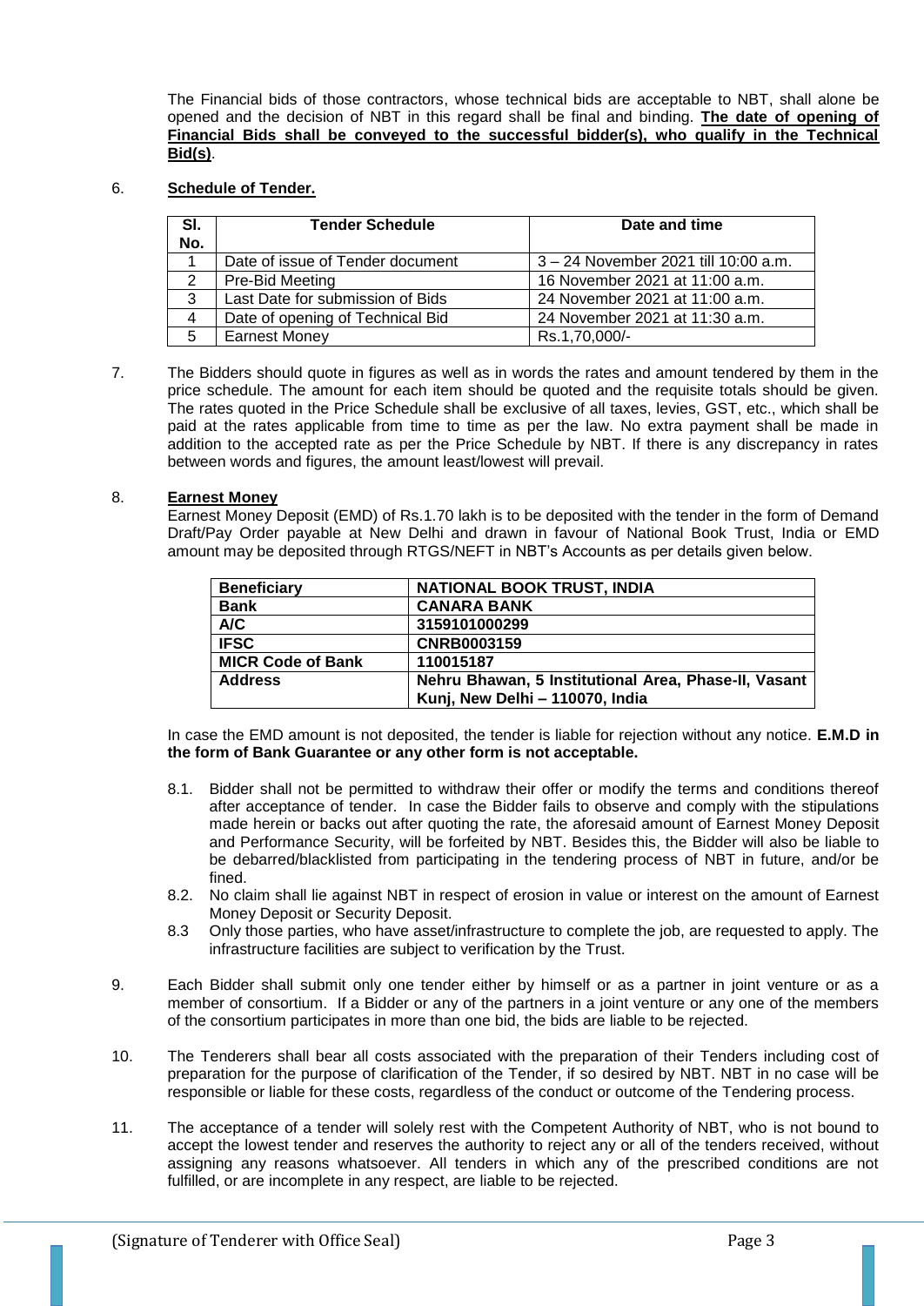The Financial bids of those contractors, whose technical bids are acceptable to NBT, shall alone be opened and the decision of NBT in this regard shall be final and binding. **The date of opening of Financial Bids shall be conveyed to the successful bidder(s), who qualify in the Technical Bid(s)**.

6. **Schedule of Tender.**

| Sl. No. | Tender Schedule | Date and time |
|---|---|---|
| 1 | Date of issue of Tender document | 3 – 24 November 2021 till 10:00 a.m. |
| 2 | Pre-Bid Meeting | 16 November 2021 at 11:00 a.m. |
| 3 | Last Date for submission of Bids | 24 November 2021 at 11:00 a.m. |
| 4 | Date of opening of Technical Bid | 24 November 2021 at 11:30 a.m. |
| 5 | Earnest Money | Rs.1,70,000/- |

7. The Bidders should quote in figures as well as in words the rates and amount tendered by them in the price schedule. The amount for each item should be quoted and the requisite totals should be given. The rates quoted in the Price Schedule shall be exclusive of all taxes, levies, GST, etc., which shall be paid at the rates applicable from time to time as per the law. No extra payment shall be made in addition to the accepted rate as per the Price Schedule by NBT. If there is any discrepancy in rates between words and figures, the amount least/lowest will prevail.

8. **Earnest Money**

Earnest Money Deposit (EMD) of Rs.1.70 lakh is to be deposited with the tender in the form of Demand Draft/Pay Order payable at New Delhi and drawn in favour of National Book Trust, India or EMD amount may be deposited through RTGS/NEFT in NBT's Accounts as per details given below.

| **Beneficiary** | **NATIONAL BOOK TRUST, INDIA** |
|---|---|
| **Bank** | **CANARA BANK** |
| **A/C** | **3159101000299** |
| **IFSC** | **CNRB0003159** |
| **MICR Code of Bank** | **110015187** |
| **Address** | **Nehru Bhawan, 5 Institutional Area, Phase-II, Vasant Kunj, New Delhi – 110070, India** |

In case the EMD amount is not deposited, the tender is liable for rejection without any notice. **E.M.D in the form of Bank Guarantee or any other form is not acceptable.**

8.1. Bidder shall not be permitted to withdraw their offer or modify the terms and conditions thereof after acceptance of tender. In case the Bidder fails to observe and comply with the stipulations made herein or backs out after quoting the rate, the aforesaid amount of Earnest Money Deposit and Performance Security, will be forfeited by NBT. Besides this, the Bidder will also be liable to be debarred/blacklisted from participating in the tendering process of NBT in future, and/or be fined.

8.2. No claim shall lie against NBT in respect of erosion in value or interest on the amount of Earnest Money Deposit or Security Deposit.

8.3 Only those parties, who have asset/infrastructure to complete the job, are requested to apply. The infrastructure facilities are subject to verification by the Trust.

9. Each Bidder shall submit only one tender either by himself or as a partner in joint venture or as a member of consortium. If a Bidder or any of the partners in a joint venture or any one of the members of the consortium participates in more than one bid, the bids are liable to be rejected.

10. The Tenderers shall bear all costs associated with the preparation of their Tenders including cost of preparation for the purpose of clarification of the Tender, if so desired by NBT. NBT in no case will be responsible or liable for these costs, regardless of the conduct or outcome of the Tendering process.

11. The acceptance of a tender will solely rest with the Competent Authority of NBT, who is not bound to accept the lowest tender and reserves the authority to reject any or all of the tenders received, without assigning any reasons whatsoever. All tenders in which any of the prescribed conditions are not fulfilled, or are incomplete in any respect, are liable to be rejected.

(Signature of Tenderer with Office Seal)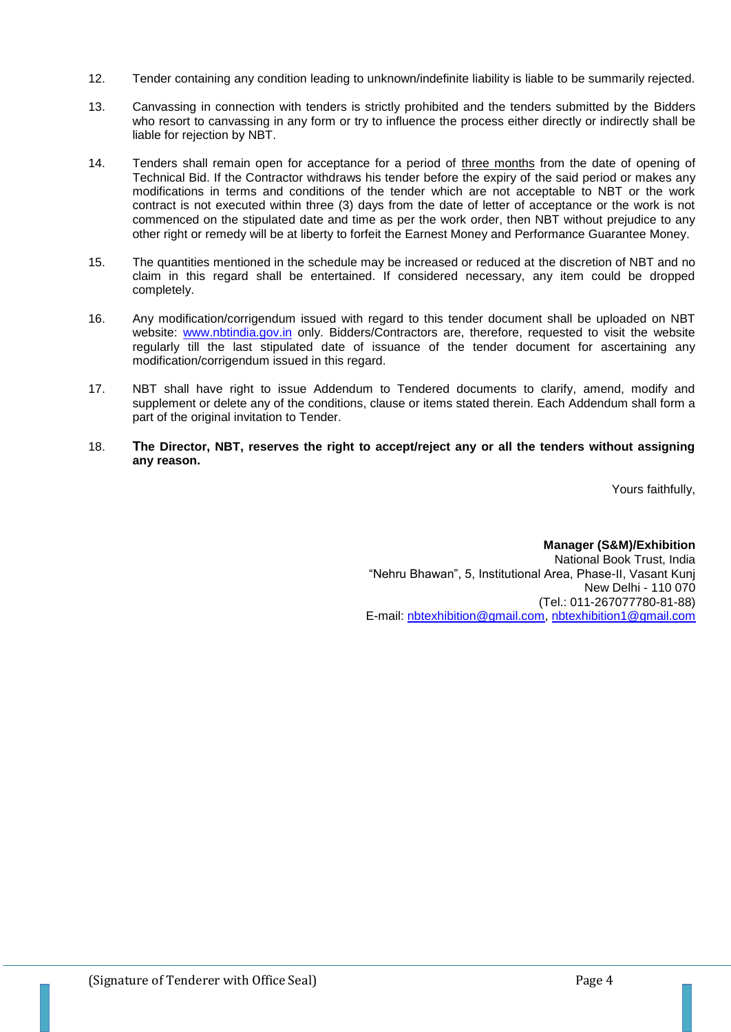12. Tender containing any condition leading to unknown/indefinite liability is liable to be summarily rejected.

13. Canvassing in connection with tenders is strictly prohibited and the tenders submitted by the Bidders who resort to canvassing in any form or try to influence the process either directly or indirectly shall be liable for rejection by NBT.

14. Tenders shall remain open for acceptance for a period of three months from the date of opening of Technical Bid. If the Contractor withdraws his tender before the expiry of the said period or makes any modifications in terms and conditions of the tender which are not acceptable to NBT or the work contract is not executed within three (3) days from the date of letter of acceptance or the work is not commenced on the stipulated date and time as per the work order, then NBT without prejudice to any other right or remedy will be at liberty to forfeit the Earnest Money and Performance Guarantee Money.

15. The quantities mentioned in the schedule may be increased or reduced at the discretion of NBT and no claim in this regard shall be entertained. If considered necessary, any item could be dropped completely.

16. Any modification/corrigendum issued with regard to this tender document shall be uploaded on NBT website: www.nbtindia.gov.in only. Bidders/Contractors are, therefore, requested to visit the website regularly till the last stipulated date of issuance of the tender document for ascertaining any modification/corrigendum issued in this regard.

17. NBT shall have right to issue Addendum to Tendered documents to clarify, amend, modify and supplement or delete any of the conditions, clause or items stated therein. Each Addendum shall form a part of the original invitation to Tender.

18. **The Director, NBT, reserves the right to accept/reject any or all the tenders without assigning any reason.**

Yours faithfully,

**Manager (S&M)/Exhibition**
National Book Trust, India
"Nehru Bhawan", 5, Institutional Area, Phase-II, Vasant Kunj
New Delhi - 110 070
(Tel.: 011-267077780-81-88)
E-mail: nbtexhibition@gmail.com, nbtexhibition1@gmail.com

(Signature of Tenderer with Office Seal)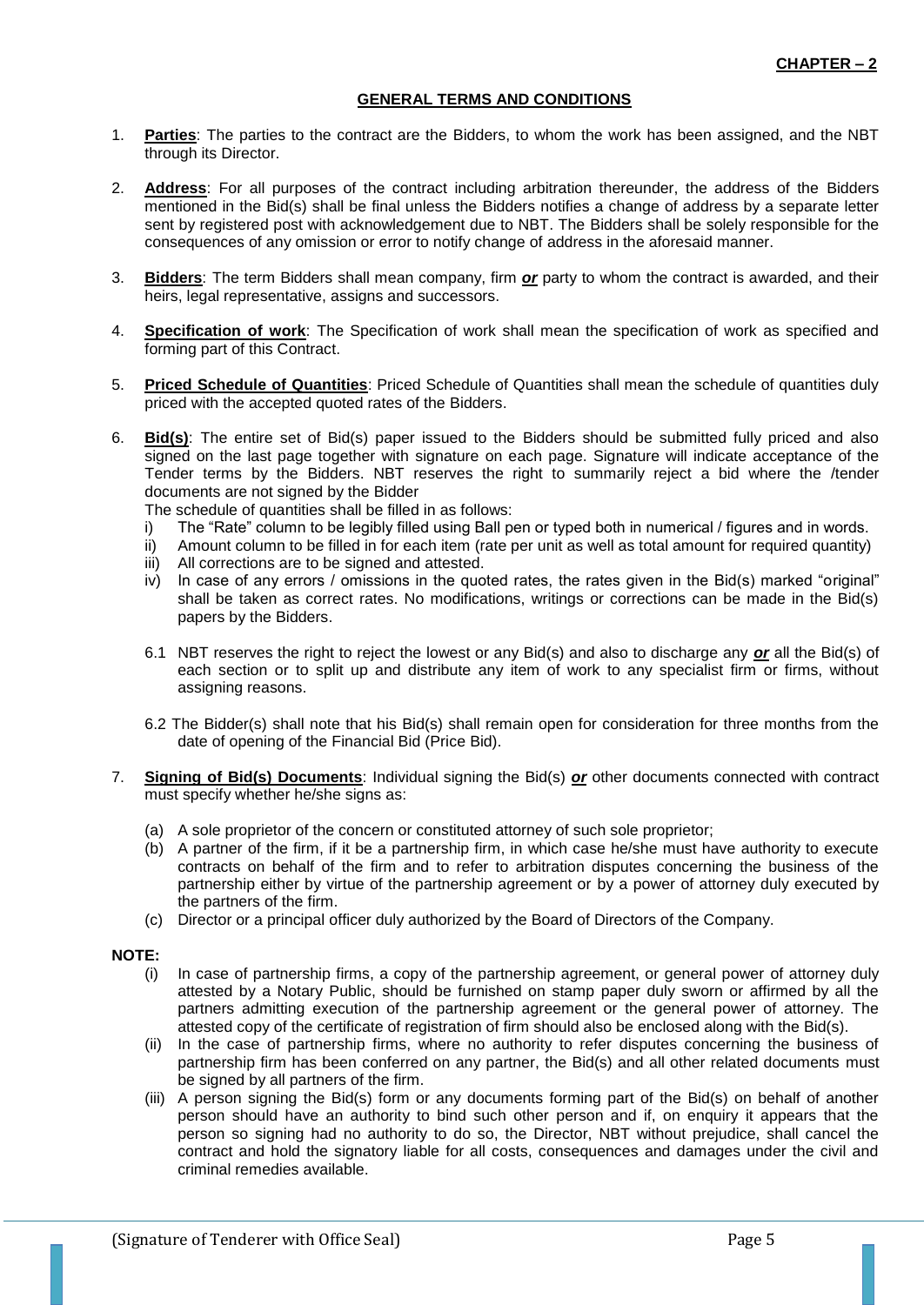**CHAPTER – 2**

## GENERAL TERMS AND CONDITIONS

1. **Parties**: The parties to the contract are the Bidders, to whom the work has been assigned, and the NBT through its Director.

2. **Address**: For all purposes of the contract including arbitration thereunder, the address of the Bidders mentioned in the Bid(s) shall be final unless the Bidders notifies a change of address by a separate letter sent by registered post with acknowledgement due to NBT. The Bidders shall be solely responsible for the consequences of any omission or error to notify change of address in the aforesaid manner.

3. **Bidders**: The term Bidders shall mean company, firm ***or*** party to whom the contract is awarded, and their heirs, legal representative, assigns and successors.

4. **Specification of work**: The Specification of work shall mean the specification of work as specified and forming part of this Contract.

5. **Priced Schedule of Quantities**: Priced Schedule of Quantities shall mean the schedule of quantities duly priced with the accepted quoted rates of the Bidders.

6. **Bid(s)**: The entire set of Bid(s) paper issued to the Bidders should be submitted fully priced and also signed on the last page together with signature on each page. Signature will indicate acceptance of the Tender terms by the Bidders. NBT reserves the right to summarily reject a bid where the /tender documents are not signed by the Bidder

   The schedule of quantities shall be filled in as follows:

   i) The "Rate" column to be legibly filled using Ball pen or typed both in numerical / figures and in words.
   ii) Amount column to be filled in for each item (rate per unit as well as total amount for required quantity)
   iii) All corrections are to be signed and attested.
   iv) In case of any errors / omissions in the quoted rates, the rates given in the Bid(s) marked "original" shall be taken as correct rates. No modifications, writings or corrections can be made in the Bid(s) papers by the Bidders.

   6.1 NBT reserves the right to reject the lowest or any Bid(s) and also to discharge any ***or*** all the Bid(s) of each section or to split up and distribute any item of work to any specialist firm or firms, without assigning reasons.

   6.2 The Bidder(s) shall note that his Bid(s) shall remain open for consideration for three months from the date of opening of the Financial Bid (Price Bid).

7. **Signing of Bid(s) Documents**: Individual signing the Bid(s) ***or*** other documents connected with contract must specify whether he/she signs as:

   (a) A sole proprietor of the concern or constituted attorney of such sole proprietor;
   (b) A partner of the firm, if it be a partnership firm, in which case he/she must have authority to execute contracts on behalf of the firm and to refer to arbitration disputes concerning the business of the partnership either by virtue of the partnership agreement or by a power of attorney duly executed by the partners of the firm.
   (c) Director or a principal officer duly authorized by the Board of Directors of the Company.

**NOTE:**

(i) In case of partnership firms, a copy of the partnership agreement, or general power of attorney duly attested by a Notary Public, should be furnished on stamp paper duly sworn or affirmed by all the partners admitting execution of the partnership agreement or the general power of attorney. The attested copy of the certificate of registration of firm should also be enclosed along with the Bid(s).

(ii) In the case of partnership firms, where no authority to refer disputes concerning the business of partnership firm has been conferred on any partner, the Bid(s) and all other related documents must be signed by all partners of the firm.

(iii) A person signing the Bid(s) form or any documents forming part of the Bid(s) on behalf of another person should have an authority to bind such other person and if, on enquiry it appears that the person so signing had no authority to do so, the Director, NBT without prejudice, shall cancel the contract and hold the signatory liable for all costs, consequences and damages under the civil and criminal remedies available.

(Signature of Tenderer with Office Seal)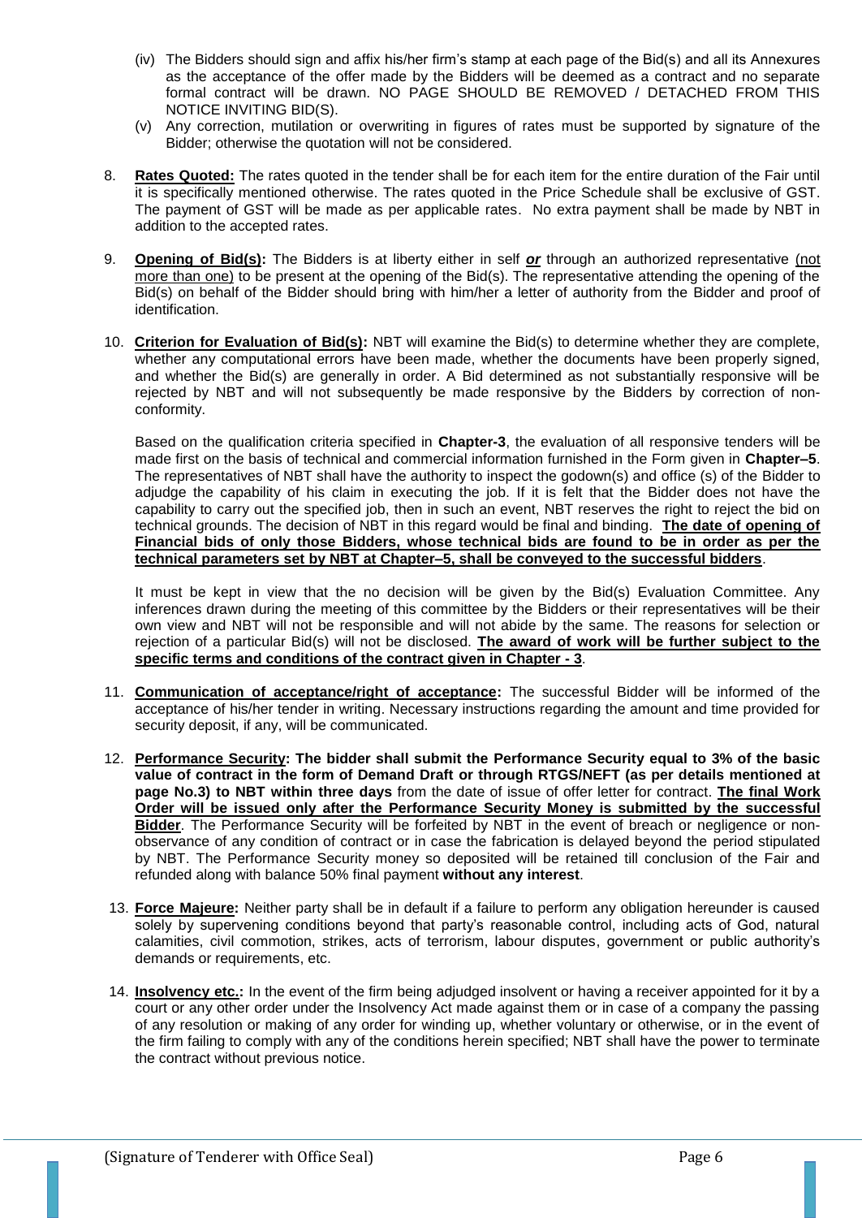(iv) The Bidders should sign and affix his/her firm's stamp at each page of the Bid(s) and all its Annexures as the acceptance of the offer made by the Bidders will be deemed as a contract and no separate formal contract will be drawn. NO PAGE SHOULD BE REMOVED / DETACHED FROM THIS NOTICE INVITING BID(S).

(v) Any correction, mutilation or overwriting in figures of rates must be supported by signature of the Bidder; otherwise the quotation will not be considered.

8. **Rates Quoted:** The rates quoted in the tender shall be for each item for the entire duration of the Fair until it is specifically mentioned otherwise. The rates quoted in the Price Schedule shall be exclusive of GST. The payment of GST will be made as per applicable rates. No extra payment shall be made by NBT in addition to the accepted rates.

9. **Opening of Bid(s):** The Bidders is at liberty either in self ***or*** through an authorized representative (not more than one) to be present at the opening of the Bid(s). The representative attending the opening of the Bid(s) on behalf of the Bidder should bring with him/her a letter of authority from the Bidder and proof of identification.

10. **Criterion for Evaluation of Bid(s):** NBT will examine the Bid(s) to determine whether they are complete, whether any computational errors have been made, whether the documents have been properly signed, and whether the Bid(s) are generally in order. A Bid determined as not substantially responsive will be rejected by NBT and will not subsequently be made responsive by the Bidders by correction of non-conformity.

    Based on the qualification criteria specified in **Chapter-3**, the evaluation of all responsive tenders will be made first on the basis of technical and commercial information furnished in the Form given in **Chapter–5**. The representatives of NBT shall have the authority to inspect the godown(s) and office (s) of the Bidder to adjudge the capability of his claim in executing the job. If it is felt that the Bidder does not have the capability to carry out the specified job, then in such an event, NBT reserves the right to reject the bid on technical grounds. The decision of NBT in this regard would be final and binding. **The date of opening of Financial bids of only those Bidders, whose technical bids are found to be in order as per the technical parameters set by NBT at Chapter–5, shall be conveyed to the successful bidders**.

    It must be kept in view that the no decision will be given by the Bid(s) Evaluation Committee. Any inferences drawn during the meeting of this committee by the Bidders or their representatives will be their own view and NBT will not be responsible and will not abide by the same. The reasons for selection or rejection of a particular Bid(s) will not be disclosed. **The award of work will be further subject to the specific terms and conditions of the contract given in Chapter - 3**.

11. **Communication of acceptance/right of acceptance:** The successful Bidder will be informed of the acceptance of his/her tender in writing. Necessary instructions regarding the amount and time provided for security deposit, if any, will be communicated.

12. **Performance Security: The bidder shall submit the Performance Security equal to 3% of the basic value of contract in the form of Demand Draft or through RTGS/NEFT (as per details mentioned at page No.3) to NBT within three days** from the date of issue of offer letter for contract. **The final Work Order will be issued only after the Performance Security Money is submitted by the successful Bidder**. The Performance Security will be forfeited by NBT in the event of breach or negligence or non-observance of any condition of contract or in case the fabrication is delayed beyond the period stipulated by NBT. The Performance Security money so deposited will be retained till conclusion of the Fair and refunded along with balance 50% final payment **without any interest**.

13. **Force Majeure:** Neither party shall be in default if a failure to perform any obligation hereunder is caused solely by supervening conditions beyond that party's reasonable control, including acts of God, natural calamities, civil commotion, strikes, acts of terrorism, labour disputes, government or public authority's demands or requirements, etc.

14. **Insolvency etc.:** In the event of the firm being adjudged insolvent or having a receiver appointed for it by a court or any other order under the Insolvency Act made against them or in case of a company the passing of any resolution or making of any order for winding up, whether voluntary or otherwise, or in the event of the firm failing to comply with any of the conditions herein specified; NBT shall have the power to terminate the contract without previous notice.

(Signature of Tenderer with Office Seal)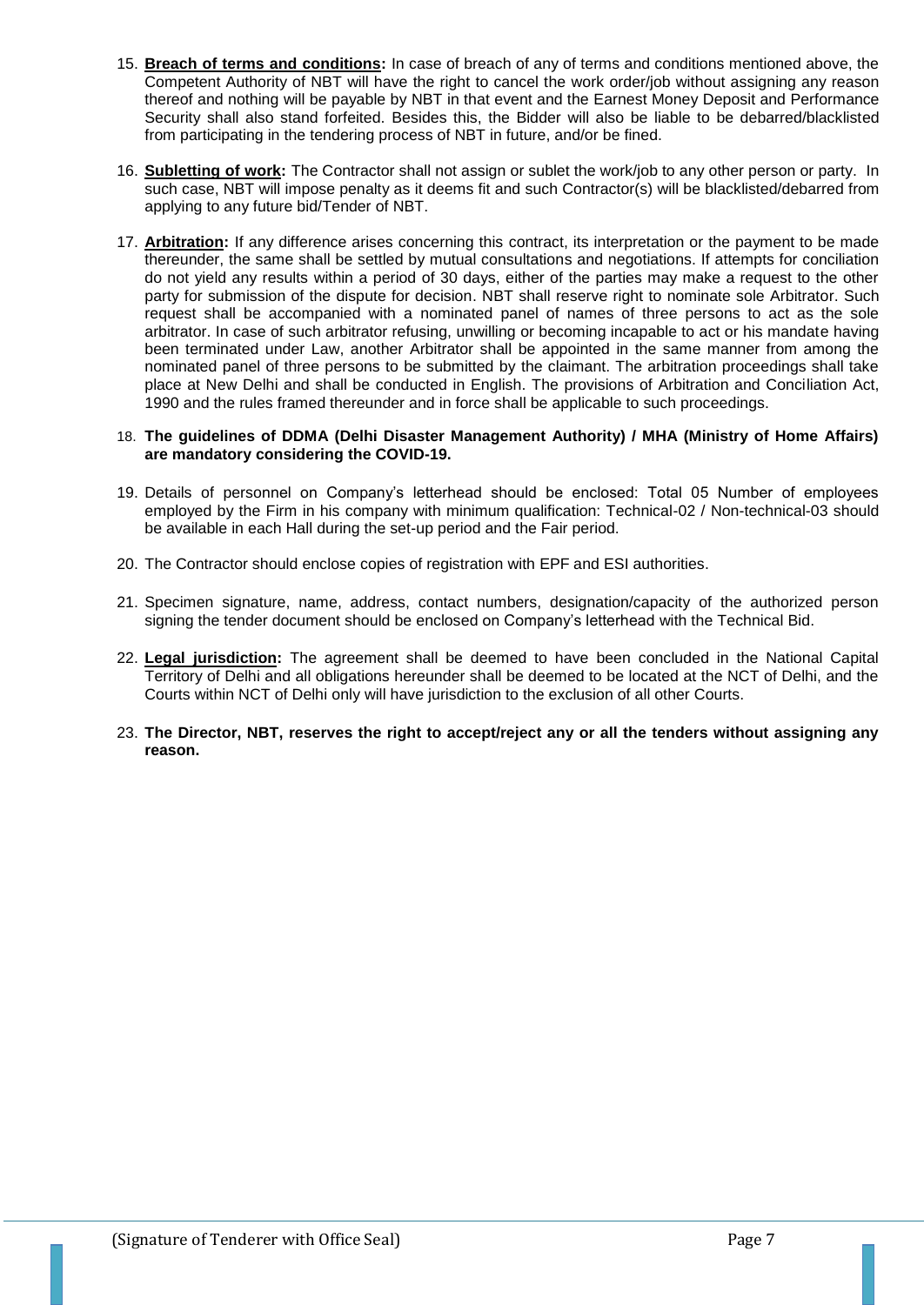15. **Breach of terms and conditions:** In case of breach of any of terms and conditions mentioned above, the Competent Authority of NBT will have the right to cancel the work order/job without assigning any reason thereof and nothing will be payable by NBT in that event and the Earnest Money Deposit and Performance Security shall also stand forfeited. Besides this, the Bidder will also be liable to be debarred/blacklisted from participating in the tendering process of NBT in future, and/or be fined.

16. **Subletting of work:** The Contractor shall not assign or sublet the work/job to any other person or party. In such case, NBT will impose penalty as it deems fit and such Contractor(s) will be blacklisted/debarred from applying to any future bid/Tender of NBT.

17. **Arbitration:** If any difference arises concerning this contract, its interpretation or the payment to be made thereunder, the same shall be settled by mutual consultations and negotiations. If attempts for conciliation do not yield any results within a period of 30 days, either of the parties may make a request to the other party for submission of the dispute for decision. NBT shall reserve right to nominate sole Arbitrator. Such request shall be accompanied with a nominated panel of names of three persons to act as the sole arbitrator. In case of such arbitrator refusing, unwilling or becoming incapable to act or his mandate having been terminated under Law, another Arbitrator shall be appointed in the same manner from among the nominated panel of three persons to be submitted by the claimant. The arbitration proceedings shall take place at New Delhi and shall be conducted in English. The provisions of Arbitration and Conciliation Act, 1990 and the rules framed thereunder and in force shall be applicable to such proceedings.

18. **The guidelines of DDMA (Delhi Disaster Management Authority) / MHA (Ministry of Home Affairs) are mandatory considering the COVID-19.**

19. Details of personnel on Company's letterhead should be enclosed: Total 05 Number of employees employed by the Firm in his company with minimum qualification: Technical-02 / Non-technical-03 should be available in each Hall during the set-up period and the Fair period.

20. The Contractor should enclose copies of registration with EPF and ESI authorities.

21. Specimen signature, name, address, contact numbers, designation/capacity of the authorized person signing the tender document should be enclosed on Company's letterhead with the Technical Bid.

22. **Legal jurisdiction:** The agreement shall be deemed to have been concluded in the National Capital Territory of Delhi and all obligations hereunder shall be deemed to be located at the NCT of Delhi, and the Courts within NCT of Delhi only will have jurisdiction to the exclusion of all other Courts.

23. **The Director, NBT, reserves the right to accept/reject any or all the tenders without assigning any reason.**

(Signature of Tenderer with Office Seal)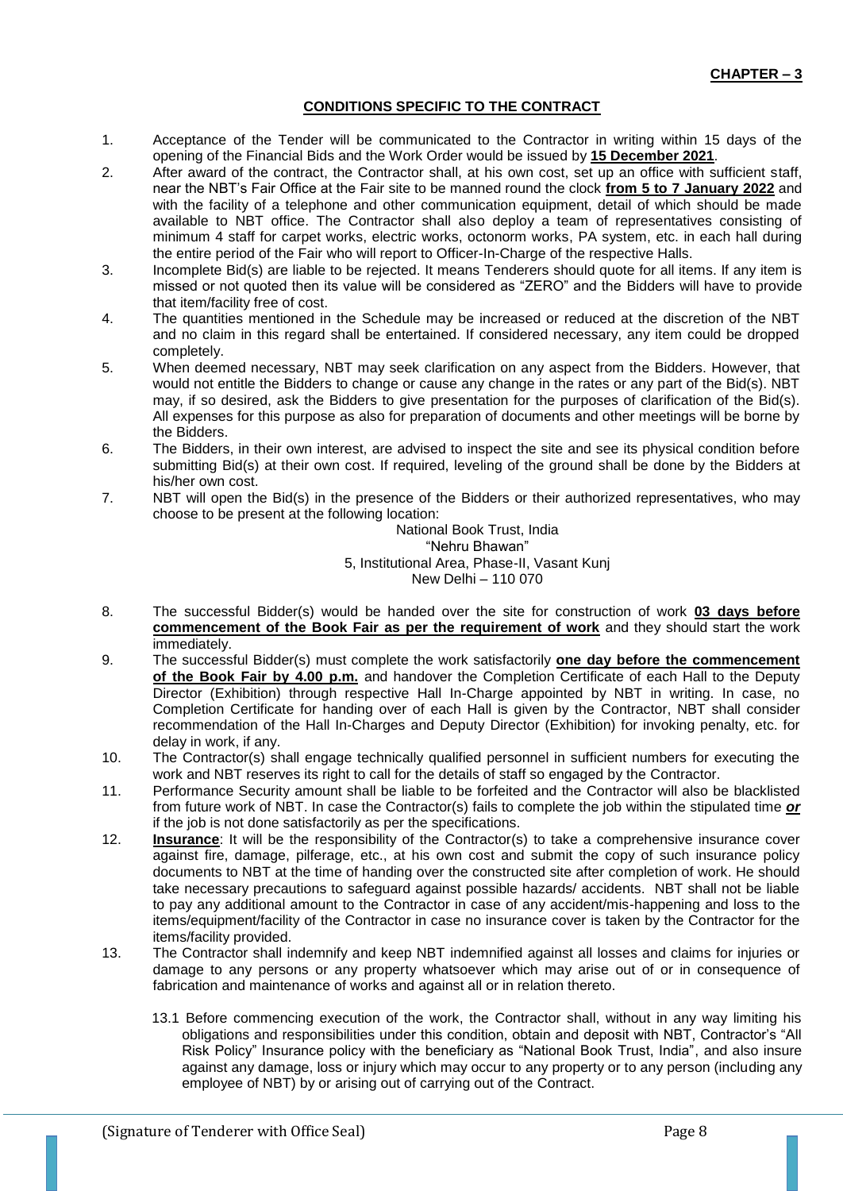**CHAPTER – 3**

## CONDITIONS SPECIFIC TO THE CONTRACT

1. Acceptance of the Tender will be communicated to the Contractor in writing within 15 days of the opening of the Financial Bids and the Work Order would be issued by **15 December 2021**.
2. After award of the contract, the Contractor shall, at his own cost, set up an office with sufficient staff, near the NBT's Fair Office at the Fair site to be manned round the clock **from 5 to 7 January 2022** and with the facility of a telephone and other communication equipment, detail of which should be made available to NBT office. The Contractor shall also deploy a team of representatives consisting of minimum 4 staff for carpet works, electric works, octonorm works, PA system, etc. in each hall during the entire period of the Fair who will report to Officer-In-Charge of the respective Halls.
3. Incomplete Bid(s) are liable to be rejected. It means Tenderers should quote for all items. If any item is missed or not quoted then its value will be considered as "ZERO" and the Bidders will have to provide that item/facility free of cost.
4. The quantities mentioned in the Schedule may be increased or reduced at the discretion of the NBT and no claim in this regard shall be entertained. If considered necessary, any item could be dropped completely.
5. When deemed necessary, NBT may seek clarification on any aspect from the Bidders. However, that would not entitle the Bidders to change or cause any change in the rates or any part of the Bid(s). NBT may, if so desired, ask the Bidders to give presentation for the purposes of clarification of the Bid(s). All expenses for this purpose as also for preparation of documents and other meetings will be borne by the Bidders.
6. The Bidders, in their own interest, are advised to inspect the site and see its physical condition before submitting Bid(s) at their own cost. If required, leveling of the ground shall be done by the Bidders at his/her own cost.
7. NBT will open the Bid(s) in the presence of the Bidders or their authorized representatives, who may choose to be present at the following location:

   National Book Trust, India
   "Nehru Bhawan"
   5, Institutional Area, Phase-II, Vasant Kunj
   New Delhi – 110 070

8. The successful Bidder(s) would be handed over the site for construction of work **03 days before commencement of the Book Fair as per the requirement of work** and they should start the work immediately.
9. The successful Bidder(s) must complete the work satisfactorily **one day before the commencement of the Book Fair by 4.00 p.m.** and handover the Completion Certificate of each Hall to the Deputy Director (Exhibition) through respective Hall In-Charge appointed by NBT in writing. In case, no Completion Certificate for handing over of each Hall is given by the Contractor, NBT shall consider recommendation of the Hall In-Charges and Deputy Director (Exhibition) for invoking penalty, etc. for delay in work, if any.
10. The Contractor(s) shall engage technically qualified personnel in sufficient numbers for executing the work and NBT reserves its right to call for the details of staff so engaged by the Contractor.
11. Performance Security amount shall be liable to be forfeited and the Contractor will also be blacklisted from future work of NBT. In case the Contractor(s) fails to complete the job within the stipulated time ***or*** if the job is not done satisfactorily as per the specifications.
12. **Insurance**: It will be the responsibility of the Contractor(s) to take a comprehensive insurance cover against fire, damage, pilferage, etc., at his own cost and submit the copy of such insurance policy documents to NBT at the time of handing over the constructed site after completion of work. He should take necessary precautions to safeguard against possible hazards/ accidents. NBT shall not be liable to pay any additional amount to the Contractor in case of any accident/mis-happening and loss to the items/equipment/facility of the Contractor in case no insurance cover is taken by the Contractor for the items/facility provided.
13. The Contractor shall indemnify and keep NBT indemnified against all losses and claims for injuries or damage to any persons or any property whatsoever which may arise out of or in consequence of fabrication and maintenance of works and against all or in relation thereto.

    13.1 Before commencing execution of the work, the Contractor shall, without in any way limiting his obligations and responsibilities under this condition, obtain and deposit with NBT, Contractor's "All Risk Policy" Insurance policy with the beneficiary as "National Book Trust, India", and also insure against any damage, loss or injury which may occur to any property or to any person (including any employee of NBT) by or arising out of carrying out of the Contract.

(Signature of Tenderer with Office Seal)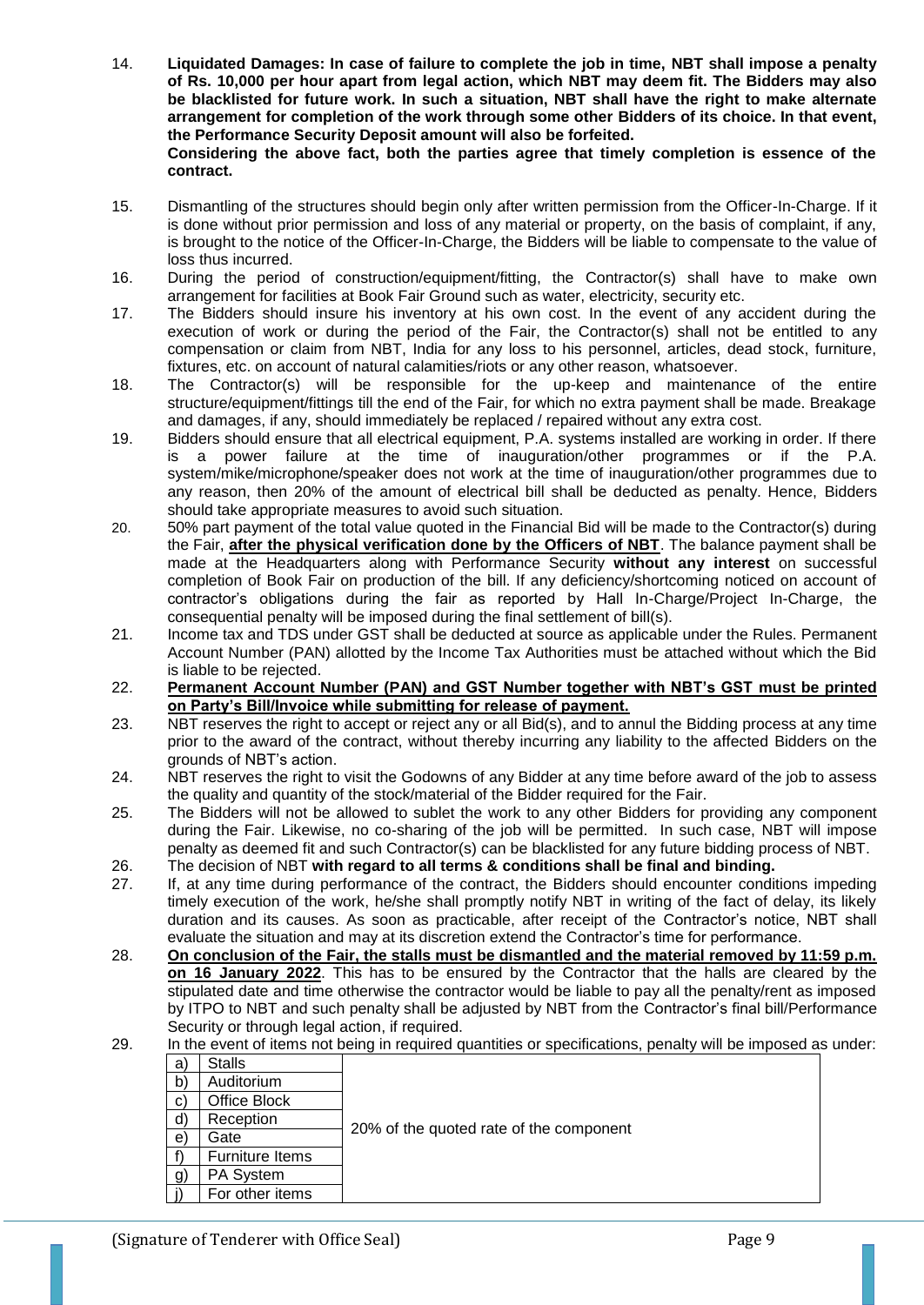14. **Liquidated Damages: In case of failure to complete the job in time, NBT shall impose a penalty of Rs. 10,000 per hour apart from legal action, which NBT may deem fit. The Bidders may also be blacklisted for future work. In such a situation, NBT shall have the right to make alternate arrangement for completion of the work through some other Bidders of its choice. In that event, the Performance Security Deposit amount will also be forfeited.**
    **Considering the above fact, both the parties agree that timely completion is essence of the contract.**

15. Dismantling of the structures should begin only after written permission from the Officer-In-Charge. If it is done without prior permission and loss of any material or property, on the basis of complaint, if any, is brought to the notice of the Officer-In-Charge, the Bidders will be liable to compensate to the value of loss thus incurred.

16. During the period of construction/equipment/fitting, the Contractor(s) shall have to make own arrangement for facilities at Book Fair Ground such as water, electricity, security etc.

17. The Bidders should insure his inventory at his own cost. In the event of any accident during the execution of work or during the period of the Fair, the Contractor(s) shall not be entitled to any compensation or claim from NBT, India for any loss to his personnel, articles, dead stock, furniture, fixtures, etc. on account of natural calamities/riots or any other reason, whatsoever.

18. The Contractor(s) will be responsible for the up-keep and maintenance of the entire structure/equipment/fittings till the end of the Fair, for which no extra payment shall be made. Breakage and damages, if any, should immediately be replaced / repaired without any extra cost.

19. Bidders should ensure that all electrical equipment, P.A. systems installed are working in order. If there is a power failure at the time of inauguration/other programmes or if the P.A. system/mike/microphone/speaker does not work at the time of inauguration/other programmes due to any reason, then 20% of the amount of electrical bill shall be deducted as penalty. Hence, Bidders should take appropriate measures to avoid such situation.

20. 50% part payment of the total value quoted in the Financial Bid will be made to the Contractor(s) during the Fair, **after the physical verification done by the Officers of NBT**. The balance payment shall be made at the Headquarters along with Performance Security **without any interest** on successful completion of Book Fair on production of the bill. If any deficiency/shortcoming noticed on account of contractor's obligations during the fair as reported by Hall In-Charge/Project In-Charge, the consequential penalty will be imposed during the final settlement of bill(s).

21. Income tax and TDS under GST shall be deducted at source as applicable under the Rules. Permanent Account Number (PAN) allotted by the Income Tax Authorities must be attached without which the Bid is liable to be rejected.

22. **Permanent Account Number (PAN) and GST Number together with NBT's GST must be printed on Party's Bill/Invoice while submitting for release of payment.**

23. NBT reserves the right to accept or reject any or all Bid(s), and to annul the Bidding process at any time prior to the award of the contract, without thereby incurring any liability to the affected Bidders on the grounds of NBT's action.

24. NBT reserves the right to visit the Godowns of any Bidder at any time before award of the job to assess the quality and quantity of the stock/material of the Bidder required for the Fair.

25. The Bidders will not be allowed to sublet the work to any other Bidders for providing any component during the Fair. Likewise, no co-sharing of the job will be permitted. In such case, NBT will impose penalty as deemed fit and such Contractor(s) can be blacklisted for any future bidding process of NBT.

26. The decision of NBT **with regard to all terms & conditions shall be final and binding.**

27. If, at any time during performance of the contract, the Bidders should encounter conditions impeding timely execution of the work, he/she shall promptly notify NBT in writing of the fact of delay, its likely duration and its causes. As soon as practicable, after receipt of the Contractor's notice, NBT shall evaluate the situation and may at its discretion extend the Contractor's time for performance.

28. **On conclusion of the Fair, the stalls must be dismantled and the material removed by 11:59 p.m. on 16 January 2022**. This has to be ensured by the Contractor that the halls are cleared by the stipulated date and time otherwise the contractor would be liable to pay all the penalty/rent as imposed by ITPO to NBT and such penalty shall be adjusted by NBT from the Contractor's final bill/Performance Security or through legal action, if required.

29. In the event of items not being in required quantities or specifications, penalty will be imposed as under:

| | | |
|---|---|---|
| a) | Stalls | 20% of the quoted rate of the component |
| b) | Auditorium | |
| c) | Office Block | |
| d) | Reception | |
| e) | Gate | |
| f) | Furniture Items | |
| g) | PA System | |
| j) | For other items | |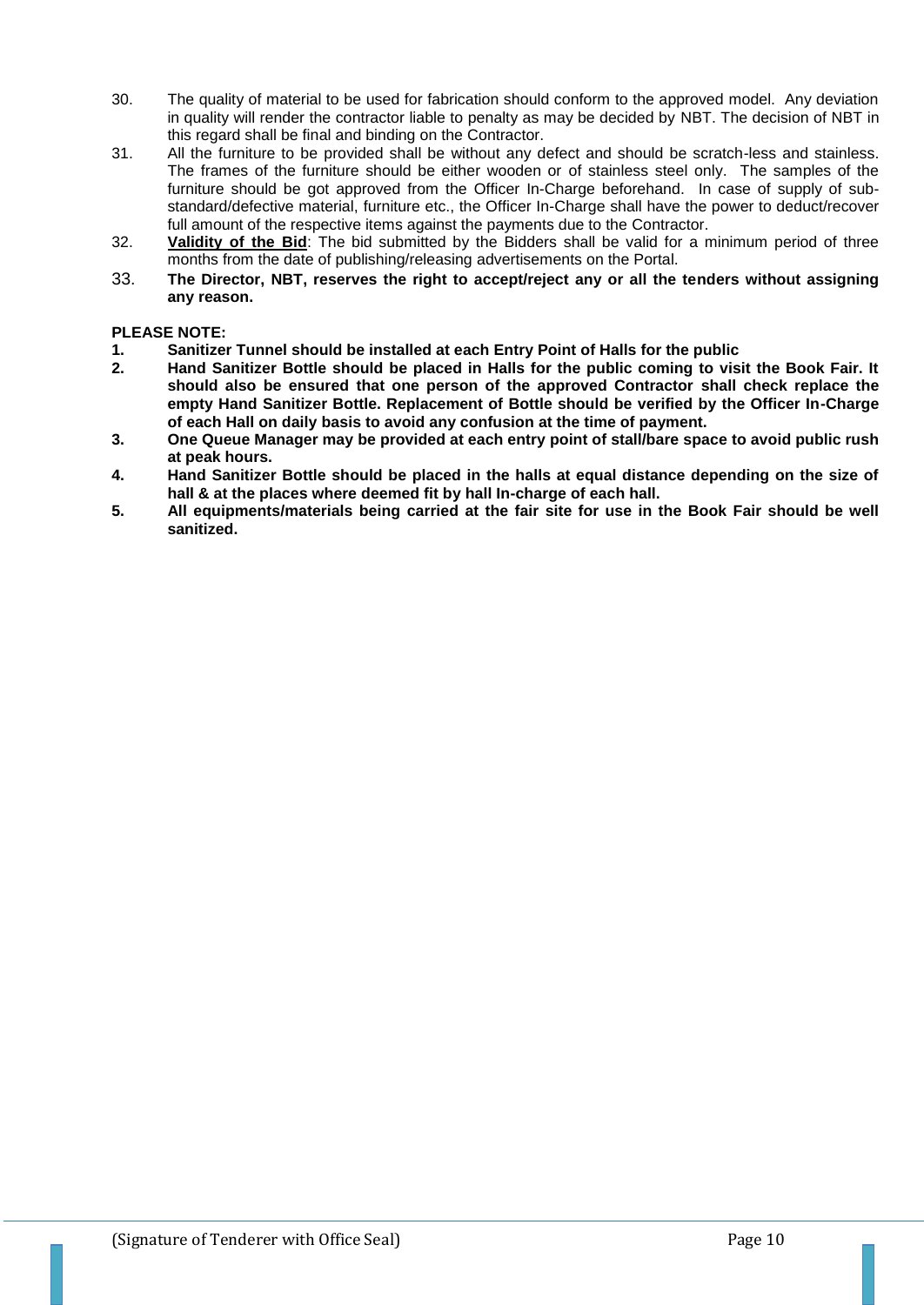30. The quality of material to be used for fabrication should conform to the approved model. Any deviation in quality will render the contractor liable to penalty as may be decided by NBT. The decision of NBT in this regard shall be final and binding on the Contractor.

31. All the furniture to be provided shall be without any defect and should be scratch-less and stainless. The frames of the furniture should be either wooden or of stainless steel only. The samples of the furniture should be got approved from the Officer In-Charge beforehand. In case of supply of sub-standard/defective material, furniture etc., the Officer In-Charge shall have the power to deduct/recover full amount of the respective items against the payments due to the Contractor.

32. **Validity of the Bid**: The bid submitted by the Bidders shall be valid for a minimum period of three months from the date of publishing/releasing advertisements on the Portal.

33. **The Director, NBT, reserves the right to accept/reject any or all the tenders without assigning any reason.**

**PLEASE NOTE:**

1. **Sanitizer Tunnel should be installed at each Entry Point of Halls for the public**
2. **Hand Sanitizer Bottle should be placed in Halls for the public coming to visit the Book Fair. It should also be ensured that one person of the approved Contractor shall check replace the empty Hand Sanitizer Bottle. Replacement of Bottle should be verified by the Officer In-Charge of each Hall on daily basis to avoid any confusion at the time of payment.**
3. **One Queue Manager may be provided at each entry point of stall/bare space to avoid public rush at peak hours.**
4. **Hand Sanitizer Bottle should be placed in the halls at equal distance depending on the size of hall & at the places where deemed fit by hall In-charge of each hall.**
5. **All equipments/materials being carried at the fair site for use in the Book Fair should be well sanitized.**

(Signature of Tenderer with Office Seal)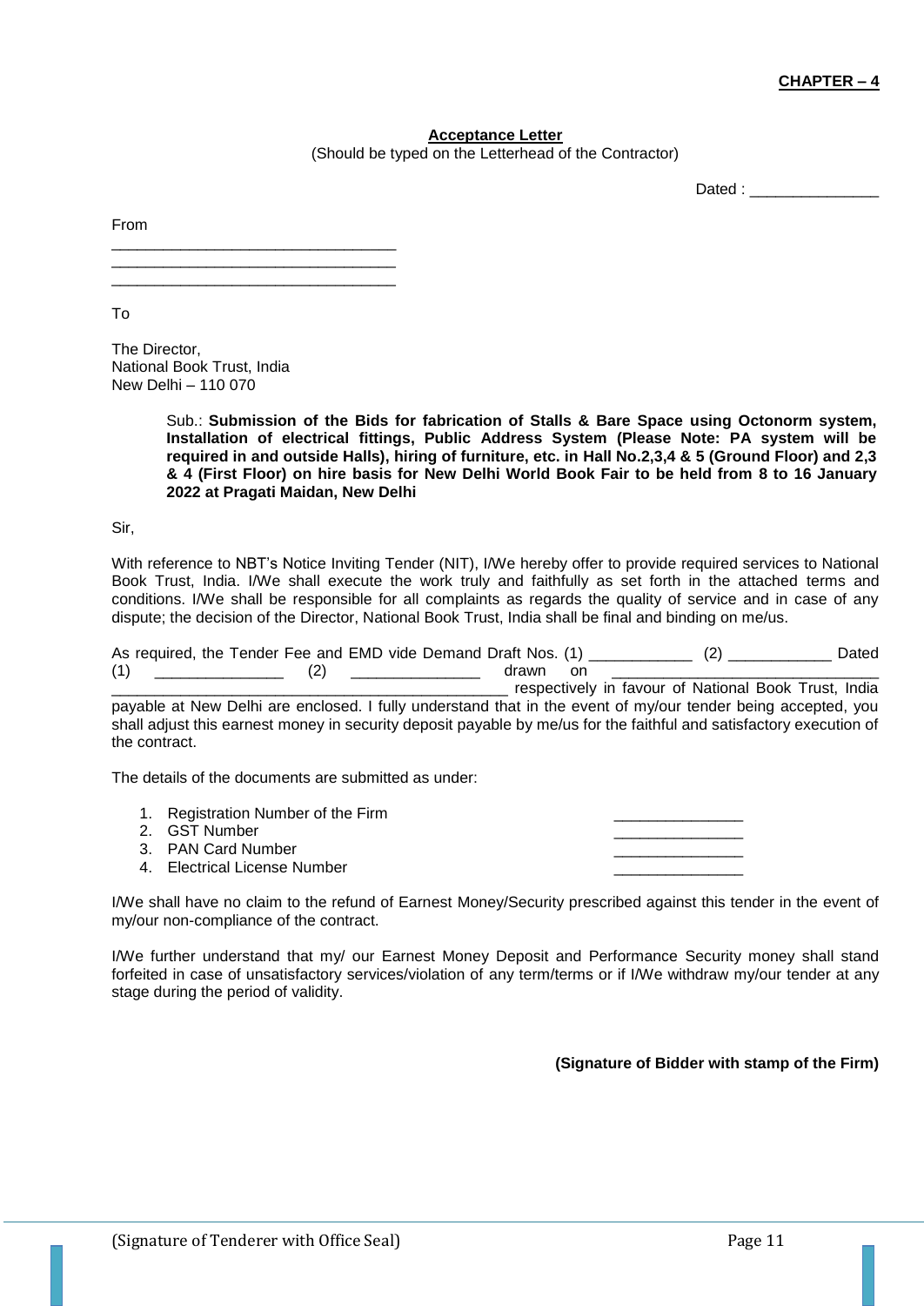**CHAPTER – 4**

**Acceptance Letter**

(Should be typed on the Letterhead of the Contractor)

Dated : _______________

From

_________________________________
_________________________________
_________________________________

To

The Director,
National Book Trust, India
New Delhi – 110 070

Sub.: **Submission of the Bids for fabrication of Stalls & Bare Space using Octonorm system, Installation of electrical fittings, Public Address System (Please Note: PA system will be required in and outside Halls), hiring of furniture, etc. in Hall No.2,3,4 & 5 (Ground Floor) and 2,3 & 4 (First Floor) on hire basis for New Delhi World Book Fair to be held from 8 to 16 January 2022 at Pragati Maidan, New Delhi**

Sir,

With reference to NBT's Notice Inviting Tender (NIT), I/We hereby offer to provide required services to National Book Trust, India. I/We shall execute the work truly and faithfully as set forth in the attached terms and conditions. I/We shall be responsible for all complaints as regards the quality of service and in case of any dispute; the decision of the Director, National Book Trust, India shall be final and binding on me/us.

As required, the Tender Fee and EMD vide Demand Draft Nos. (1) ____________ (2) ____________ Dated (1) _______________ (2) _______________ drawn on _______________________________ _______________________________________________ respectively in favour of National Book Trust, India payable at New Delhi are enclosed. I fully understand that in the event of my/our tender being accepted, you shall adjust this earnest money in security deposit payable by me/us for the faithful and satisfactory execution of the contract.

The details of the documents are submitted as under:

1. Registration Number of the Firm _______________
2. GST Number _______________
3. PAN Card Number _______________
4. Electrical License Number _______________

I/We shall have no claim to the refund of Earnest Money/Security prescribed against this tender in the event of my/our non-compliance of the contract.

I/We further understand that my/ our Earnest Money Deposit and Performance Security money shall stand forfeited in case of unsatisfactory services/violation of any term/terms or if I/We withdraw my/our tender at any stage during the period of validity.

**(Signature of Bidder with stamp of the Firm)**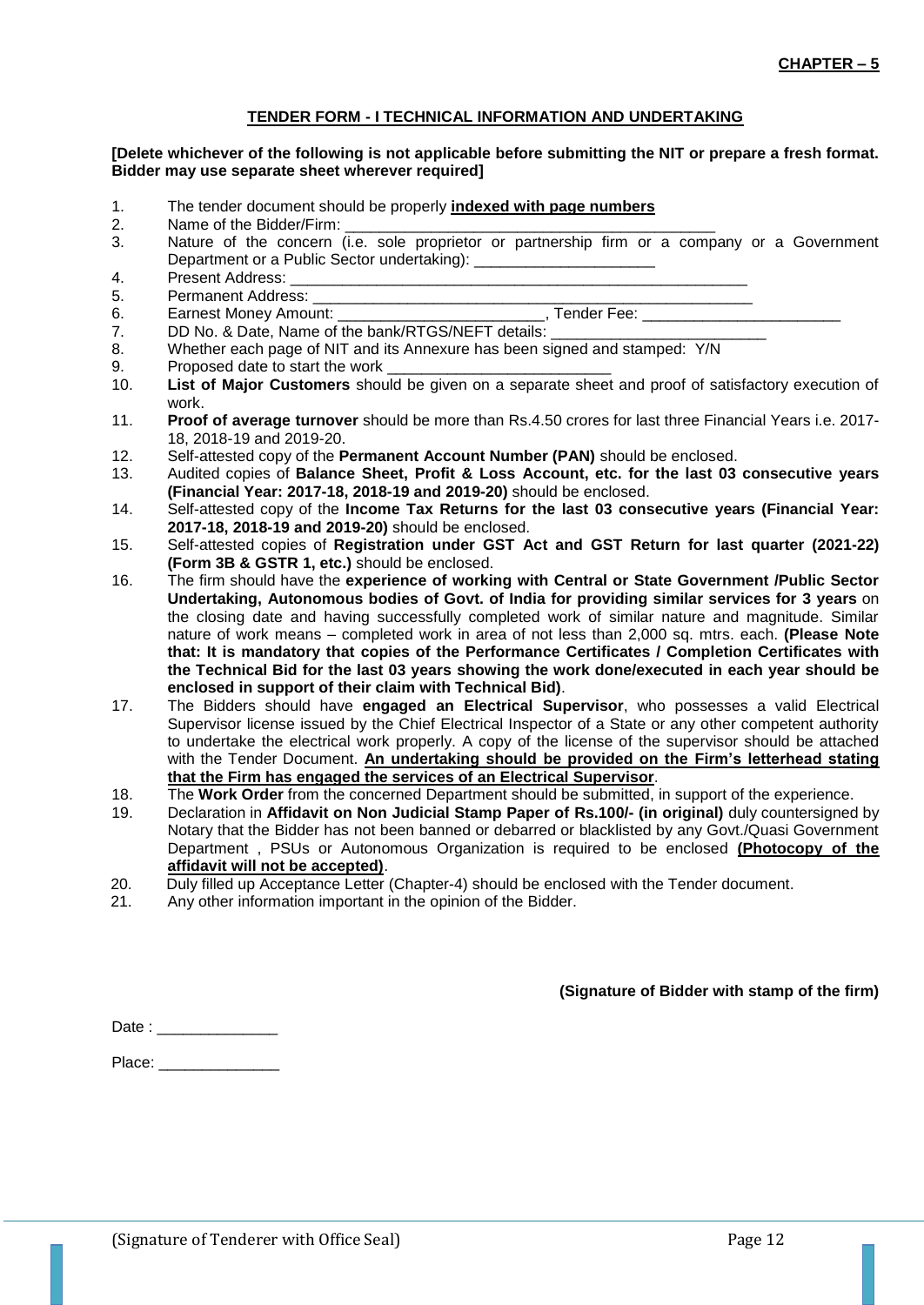**CHAPTER – 5**

## TENDER FORM - I TECHNICAL INFORMATION AND UNDERTAKING

**[Delete whichever of the following is not applicable before submitting the NIT or prepare a fresh format. Bidder may use separate sheet wherever required]**

1. The tender document should be properly **indexed with page numbers**
2. Name of the Bidder/Firm: ____________________________________________
3. Nature of the concern (i.e. sole proprietor or partnership firm or a company or a Government Department or a Public Sector undertaking): _____________________
4. Present Address: ______________________________________________________
5. Permanent Address: ____________________________________________________
6. Earnest Money Amount: ________________________, Tender Fee: _______________________
7. DD No. & Date, Name of the bank/RTGS/NEFT details: _________________________
8. Whether each page of NIT and its Annexure has been signed and stamped: Y/N
9. Proposed date to start the work __________________________
10. **List of Major Customers** should be given on a separate sheet and proof of satisfactory execution of work.
11. **Proof of average turnover** should be more than Rs.4.50 crores for last three Financial Years i.e. 2017-18, 2018-19 and 2019-20.
12. Self-attested copy of the **Permanent Account Number (PAN)** should be enclosed.
13. Audited copies of **Balance Sheet, Profit & Loss Account, etc. for the last 03 consecutive years (Financial Year: 2017-18, 2018-19 and 2019-20)** should be enclosed.
14. Self-attested copy of the **Income Tax Returns for the last 03 consecutive years (Financial Year: 2017-18, 2018-19 and 2019-20)** should be enclosed.
15. Self-attested copies of **Registration under GST Act and GST Return for last quarter (2021-22) (Form 3B & GSTR 1, etc.)** should be enclosed.
16. The firm should have the **experience of working with Central or State Government /Public Sector Undertaking, Autonomous bodies of Govt. of India for providing similar services for 3 years** on the closing date and having successfully completed work of similar nature and magnitude. Similar nature of work means – completed work in area of not less than 2,000 sq. mtrs. each. **(Please Note that: It is mandatory that copies of the Performance Certificates / Completion Certificates with the Technical Bid for the last 03 years showing the work done/executed in each year should be enclosed in support of their claim with Technical Bid)**.
17. The Bidders should have **engaged an Electrical Supervisor**, who possesses a valid Electrical Supervisor license issued by the Chief Electrical Inspector of a State or any other competent authority to undertake the electrical work properly. A copy of the license of the supervisor should be attached with the Tender Document. **An undertaking should be provided on the Firm's letterhead stating that the Firm has engaged the services of an Electrical Supervisor**.
18. The **Work Order** from the concerned Department should be submitted, in support of the experience.
19. Declaration in **Affidavit on Non Judicial Stamp Paper of Rs.100/- (in original)** duly countersigned by Notary that the Bidder has not been banned or debarred or blacklisted by any Govt./Quasi Government Department , PSUs or Autonomous Organization is required to be enclosed **(Photocopy of the affidavit will not be accepted)**.
20. Duly filled up Acceptance Letter (Chapter-4) should be enclosed with the Tender document.
21. Any other information important in the opinion of the Bidder.

**(Signature of Bidder with stamp of the firm)**

Date : ______________

Place: ______________

(Signature of Tenderer with Office Seal)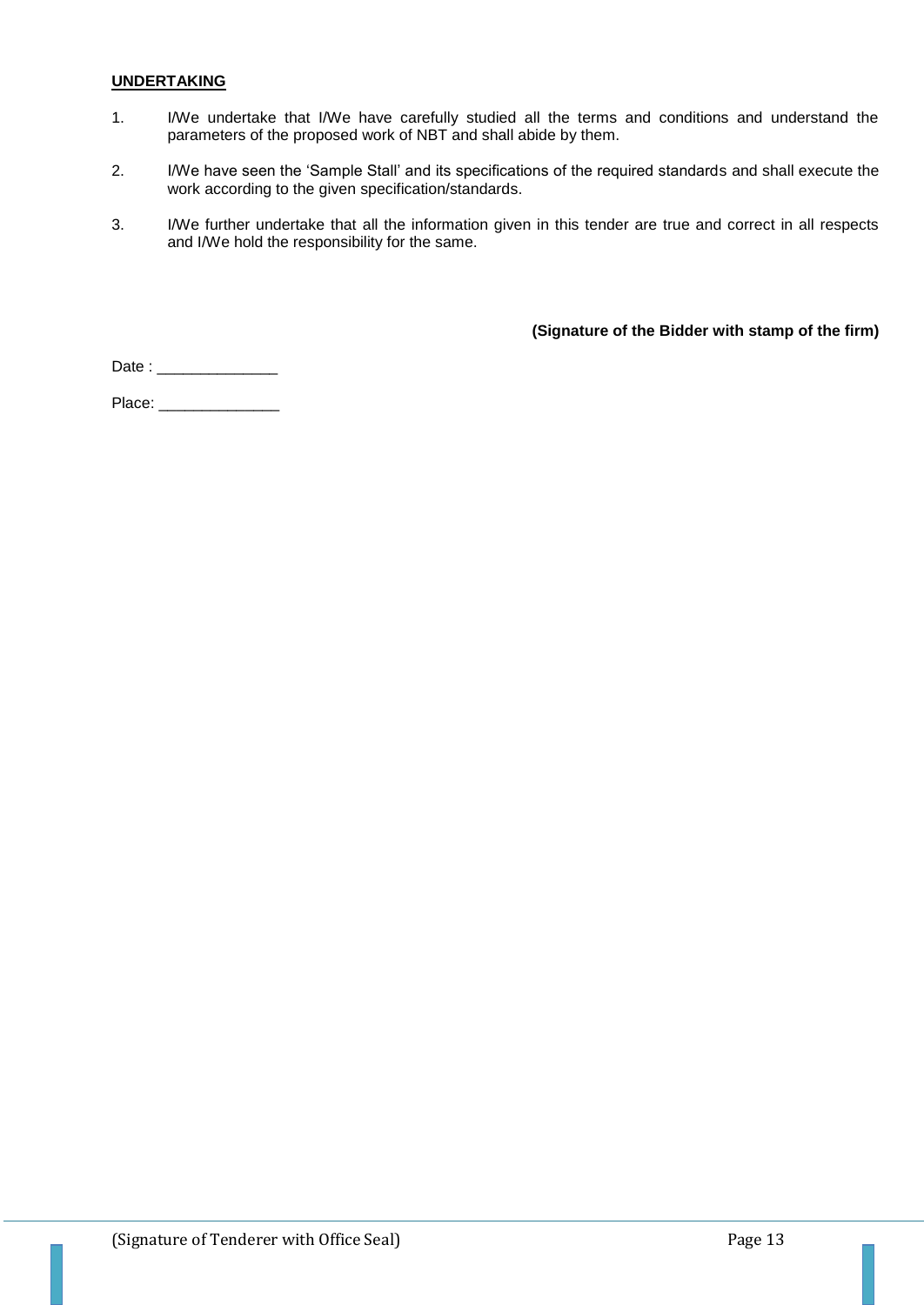**UNDERTAKING**

1. I/We undertake that I/We have carefully studied all the terms and conditions and understand the parameters of the proposed work of NBT and shall abide by them.

2. I/We have seen the 'Sample Stall' and its specifications of the required standards and shall execute the work according to the given specification/standards.

3. I/We further undertake that all the information given in this tender are true and correct in all respects and I/We hold the responsibility for the same.

**(Signature of the Bidder with stamp of the firm)**

Date : ______________

Place: ______________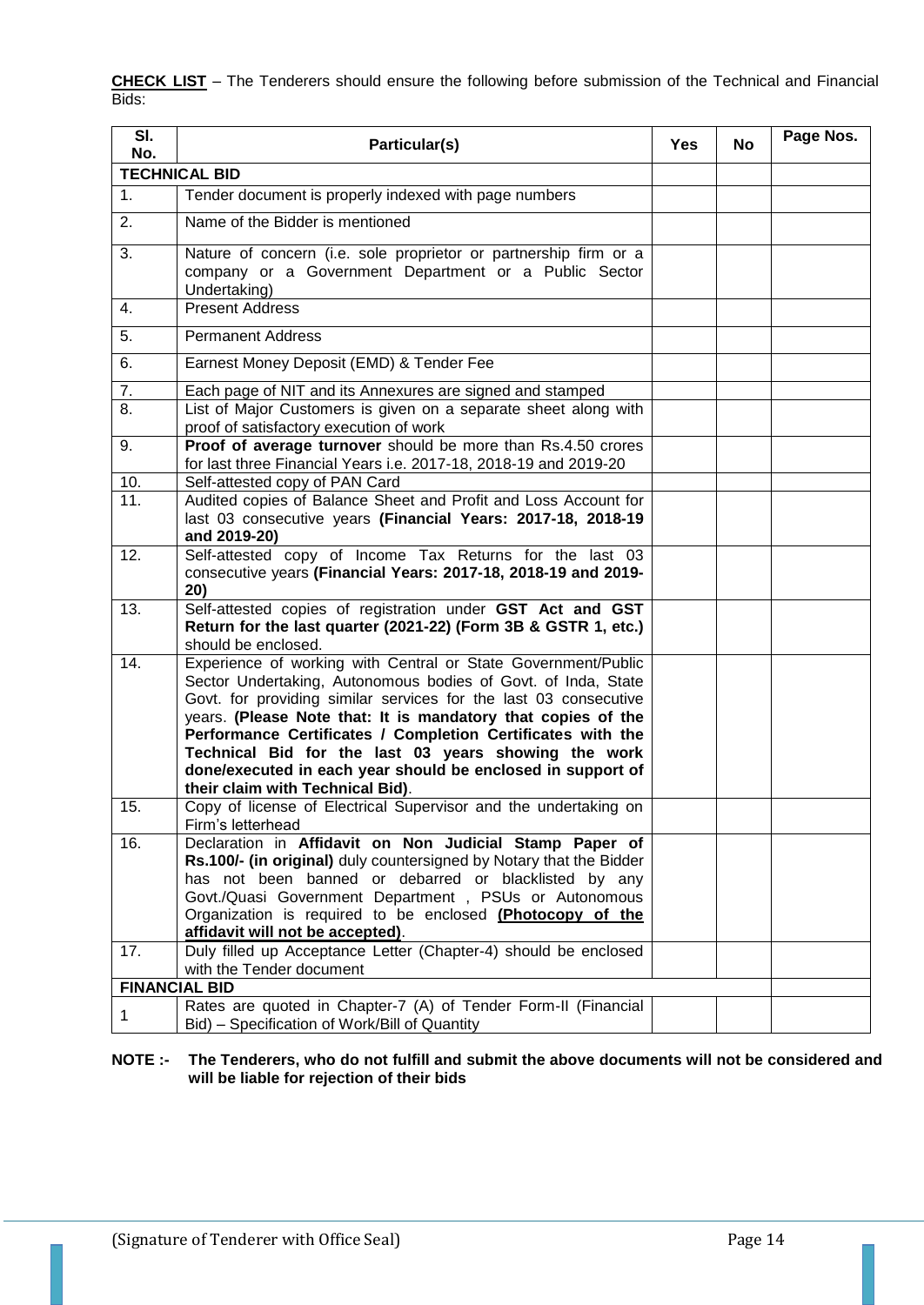**CHECK LIST** – The Tenderers should ensure the following before submission of the Technical and Financial Bids:

| Sl. No. | Particular(s) | Yes | No | Page Nos. |
|---|---|---|---|---|
| **TECHNICAL BID** | | | | |
| 1. | Tender document is properly indexed with page numbers | | | |
| 2. | Name of the Bidder is mentioned | | | |
| 3. | Nature of concern (i.e. sole proprietor or partnership firm or a company or a Government Department or a Public Sector Undertaking) | | | |
| 4. | Present Address | | | |
| 5. | Permanent Address | | | |
| 6. | Earnest Money Deposit (EMD) & Tender Fee | | | |
| 7. | Each page of NIT and its Annexures are signed and stamped | | | |
| 8. | List of Major Customers is given on a separate sheet along with proof of satisfactory execution of work | | | |
| 9. | **Proof of average turnover** should be more than Rs.4.50 crores for last three Financial Years i.e. 2017-18, 2018-19 and 2019-20 | | | |
| 10. | Self-attested copy of PAN Card | | | |
| 11. | Audited copies of Balance Sheet and Profit and Loss Account for last 03 consecutive years **(Financial Years: 2017-18, 2018-19 and 2019-20)** | | | |
| 12. | Self-attested copy of Income Tax Returns for the last 03 consecutive years **(Financial Years: 2017-18, 2018-19 and 2019-20)** | | | |
| 13. | Self-attested copies of registration under **GST Act and GST Return for the last quarter (2021-22) (Form 3B & GSTR 1, etc.)** should be enclosed. | | | |
| 14. | Experience of working with Central or State Government/Public Sector Undertaking, Autonomous bodies of Govt. of Inda, State Govt. for providing similar services for the last 03 consecutive years. **(Please Note that: It is mandatory that copies of the Performance Certificates / Completion Certificates with the Technical Bid for the last 03 years showing the work done/executed in each year should be enclosed in support of their claim with Technical Bid)**. | | | |
| 15. | Copy of license of Electrical Supervisor and the undertaking on Firm's letterhead | | | |
| 16. | Declaration in **Affidavit on Non Judicial Stamp Paper of Rs.100/- (in original)** duly countersigned by Notary that the Bidder has not been banned or debarred or blacklisted by any Govt./Quasi Government Department , PSUs or Autonomous Organization is required to be enclosed **(Photocopy of the affidavit will not be accepted)**. | | | |
| 17. | Duly filled up Acceptance Letter (Chapter-4) should be enclosed with the Tender document | | | |
| **FINANCIAL BID** | | | | |
| 1 | Rates are quoted in Chapter-7 (A) of Tender Form-II (Financial Bid) – Specification of Work/Bill of Quantity | | | |

**NOTE :- The Tenderers, who do not fulfill and submit the above documents will not be considered and will be liable for rejection of their bids**

(Signature of Tenderer with Office Seal)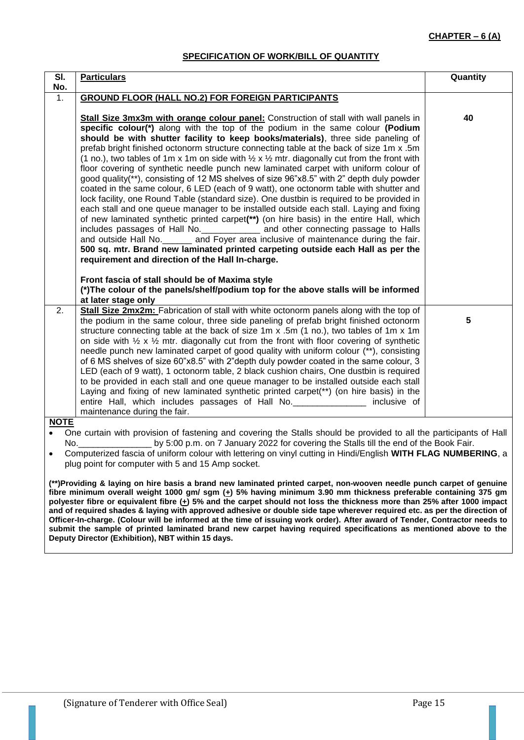**CHAPTER – 6 (A)**

**SPECIFICATION OF WORK/BILL OF QUANTITY**

| Sl. No. | Particulars | Quantity |
|---|---|---|
| 1. | **GROUND FLOOR (HALL NO.2) FOR FOREIGN PARTICIPANTS**<br><br>**Stall Size 3mx3m with orange colour panel:** Construction of stall with wall panels in **specific colour(*)** along with the top of the podium in the same colour **(Podium should be with shutter facility to keep books/materials)**, three side paneling of prefab bright finished octonorm structure connecting table at the back of size 1m x .5m (1 no.), two tables of 1m x 1m on side with ½ x ½ mtr. diagonally cut from the front with floor covering of synthetic needle punch new laminated carpet with uniform colour of good quality(**), consisting of 12 MS shelves of size 96"x8.5" with 2" depth duly powder coated in the same colour, 6 LED (each of 9 watt), one octonorm table with shutter and lock facility, one Round Table (standard size). One dustbin is required to be provided in each stall and one queue manager to be installed outside each stall. Laying and fixing of new laminated synthetic printed carpet**(**)** (on hire basis) in the entire Hall, which includes passages of Hall No.____________ and other connecting passage to Halls and outside Hall No.______ and Foyer area inclusive of maintenance during the fair. **500 sq. mtr. Brand new laminated printed carpeting outside each Hall as per the requirement and direction of the Hall In-charge.**<br><br>**Front fascia of stall should be of Maxima style**<br>**(*)The colour of the panels/shelf/podium top for the above stalls will be informed at later stage only** | **40** |
| 2. | **Stall Size 2mx2m:** Fabrication of stall with white octonorm panels along with the top of the podium in the same colour, three side paneling of prefab bright finished octonorm structure connecting table at the back of size 1m x .5m (1 no.), two tables of 1m x 1m on side with ½ x ½ mtr. diagonally cut from the front with floor covering of synthetic needle punch new laminated carpet of good quality with uniform colour (**), consisting of 6 MS shelves of size 60"x8.5" with 2"depth duly powder coated in the same colour, 3 LED (each of 9 watt), 1 octonorm table, 2 black cushion chairs, One dustbin is required to be provided in each stall and one queue manager to be installed outside each stall Laying and fixing of new laminated synthetic printed carpet(**) (on hire basis) in the entire Hall, which includes passages of Hall No._______________ inclusive of maintenance during the fair. | **5** |

**NOTE**

- One curtain with provision of fastening and covering the Stalls should be provided to all the participants of Hall No._______________ by 5:00 p.m. on 7 January 2022 for covering the Stalls till the end of the Book Fair.
- Computerized fascia of uniform colour with lettering on vinyl cutting in Hindi/English **WITH FLAG NUMBERING**, a plug point for computer with 5 and 15 Amp socket.

**(**)Providing & laying on hire basis a brand new laminated printed carpet, non-wooven needle punch carpet of genuine fibre minimum overall weight 1000 gm/ sgm (±) 5% having minimum 3.90 mm thickness preferable containing 375 gm polyester fibre or equivalent fibre (±) 5% and the carpet should not loss the thickness more than 25% after 1000 impact and of required shades & laying with approved adhesive or double side tape wherever required etc. as per the direction of Officer-In-charge. (Colour will be informed at the time of issuing work order). After award of Tender, Contractor needs to submit the sample of printed laminated brand new carpet having required specifications as mentioned above to the Deputy Director (Exhibition), NBT within 15 days.**

(Signature of Tenderer with Office Seal)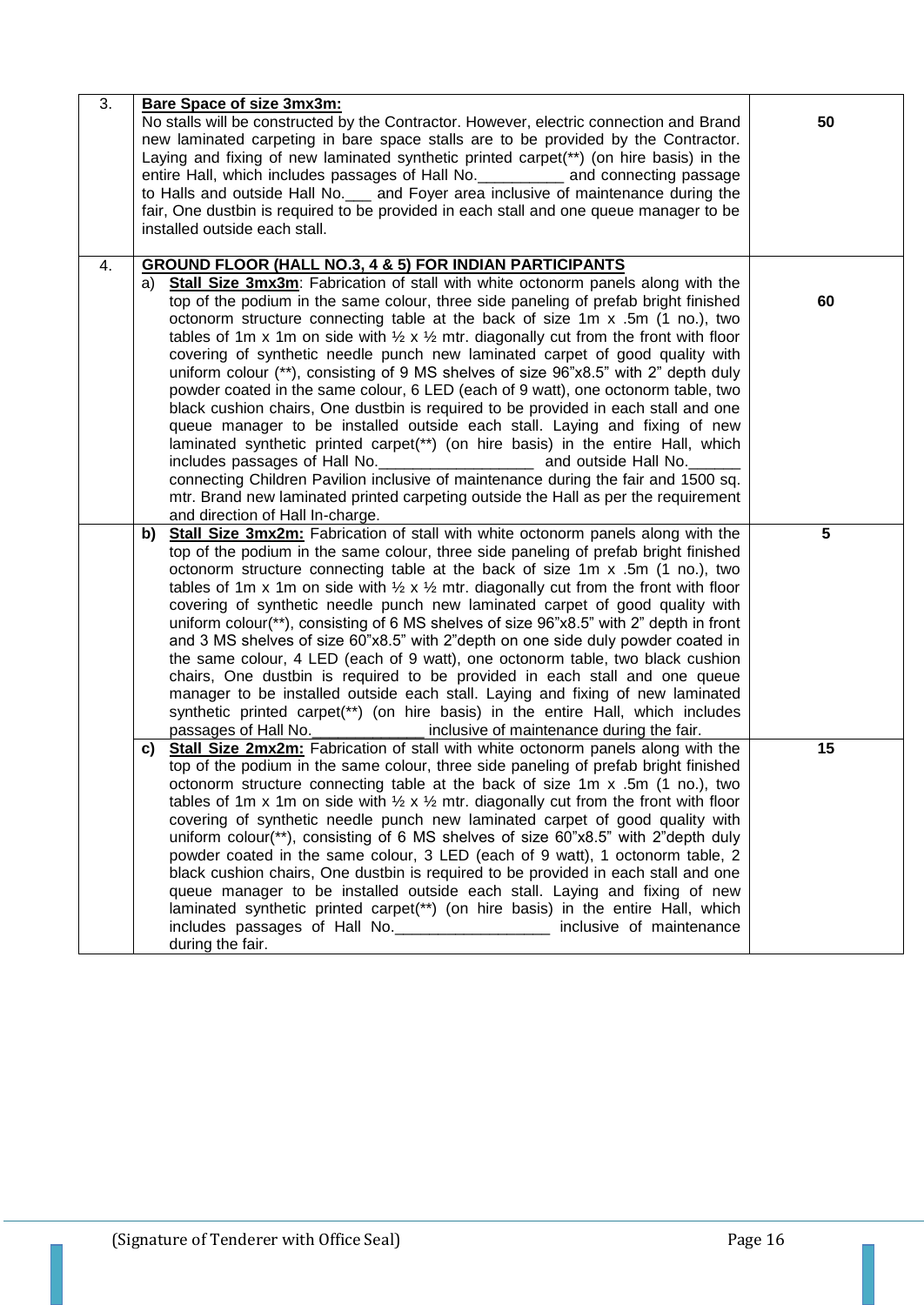| | | |
|---|---|---|
| 3. | **Bare Space of size 3mx3m:**<br>No stalls will be constructed by the Contractor. However, electric connection and Brand new laminated carpeting in bare space stalls are to be provided by the Contractor. Laying and fixing of new laminated synthetic printed carpet(**) (on hire basis) in the entire Hall, which includes passages of Hall No.__________ and connecting passage to Halls and outside Hall No.___ and Foyer area inclusive of maintenance during the fair, One dustbin is required to be provided in each stall and one queue manager to be installed outside each stall. | **50** |
| 4. | **GROUND FLOOR (HALL NO.3, 4 & 5) FOR INDIAN PARTICIPANTS**<br>a) **Stall Size 3mx3m**: Fabrication of stall with white octonorm panels along with the top of the podium in the same colour, three side paneling of prefab bright finished octonorm structure connecting table at the back of size 1m x .5m (1 no.), two tables of 1m x 1m on side with ½ x ½ mtr. diagonally cut from the front with floor covering of synthetic needle punch new laminated carpet of good quality with uniform colour (**), consisting of 9 MS shelves of size 96"x8.5" with 2" depth duly powder coated in the same colour, 6 LED (each of 9 watt), one octonorm table, two black cushion chairs, One dustbin is required to be provided in each stall and one queue manager to be installed outside each stall. Laying and fixing of new laminated synthetic printed carpet(**) (on hire basis) in the entire Hall, which includes passages of Hall No.__________________ and outside Hall No.______ connecting Children Pavilion inclusive of maintenance during the fair and 1500 sq. mtr. Brand new laminated printed carpeting outside the Hall as per the requirement and direction of Hall In-charge. | **60** |
| | b) **Stall Size 3mx2m:** Fabrication of stall with white octonorm panels along with the top of the podium in the same colour, three side paneling of prefab bright finished octonorm structure connecting table at the back of size 1m x .5m (1 no.), two tables of 1m x 1m on side with ½ x ½ mtr. diagonally cut from the front with floor covering of synthetic needle punch new laminated carpet of good quality with uniform colour(**), consisting of 6 MS shelves of size 96"x8.5" with 2" depth in front and 3 MS shelves of size 60"x8.5" with 2"depth on one side duly powder coated in the same colour, 4 LED (each of 9 watt), one octonorm table, two black cushion chairs, One dustbin is required to be provided in each stall and one queue manager to be installed outside each stall. Laying and fixing of new laminated synthetic printed carpet(**) (on hire basis) in the entire Hall, which includes passages of Hall No._____________ inclusive of maintenance during the fair. | **5** |
| | c) **Stall Size 2mx2m:** Fabrication of stall with white octonorm panels along with the top of the podium in the same colour, three side paneling of prefab bright finished octonorm structure connecting table at the back of size 1m x .5m (1 no.), two tables of 1m x 1m on side with ½ x ½ mtr. diagonally cut from the front with floor covering of synthetic needle punch new laminated carpet of good quality with uniform colour(**), consisting of 6 MS shelves of size 60"x8.5" with 2"depth duly powder coated in the same colour, 3 LED (each of 9 watt), 1 octonorm table, 2 black cushion chairs, One dustbin is required to be provided in each stall and one queue manager to be installed outside each stall. Laying and fixing of new laminated synthetic printed carpet(**) (on hire basis) in the entire Hall, which includes passages of Hall No.__________________ inclusive of maintenance during the fair. | **15** |

(Signature of Tenderer with Office Seal)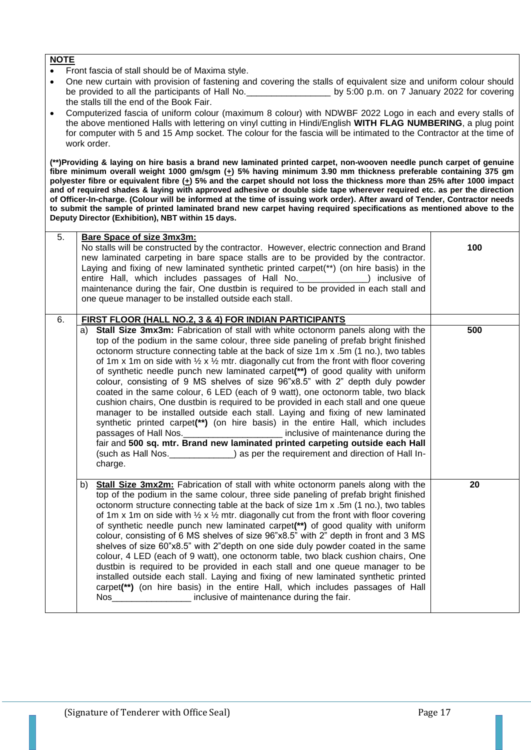**NOTE**

- Front fascia of stall should be of Maxima style.
- One new curtain with provision of fastening and covering the stalls of equivalent size and uniform colour should be provided to all the participants of Hall No.________________ by 5:00 p.m. on 7 January 2022 for covering the stalls till the end of the Book Fair.
- Computerized fascia of uniform colour (maximum 8 colour) with NDWBF 2022 Logo in each and every stalls of the above mentioned Halls with lettering on vinyl cutting in Hindi/English **WITH FLAG NUMBERING**, a plug point for computer with 5 and 15 Amp socket. The colour for the fascia will be intimated to the Contractor at the time of work order.

**(**)Providing & laying on hire basis a brand new laminated printed carpet, non-wooven needle punch carpet of genuine fibre minimum overall weight 1000 gm/sgm (+) 5% having minimum 3.90 mm thickness preferable containing 375 gm polyester fibre or equivalent fibre (+) 5% and the carpet should not loss the thickness more than 25% after 1000 impact and of required shades & laying with approved adhesive or double side tape wherever required etc. as per the direction of Officer-In-charge. (Colour will be informed at the time of issuing work order). After award of Tender, Contractor needs to submit the sample of printed laminated brand new carpet having required specifications as mentioned above to the Deputy Director (Exhibition), NBT within 15 days.**

| | | |
|---|---|---|
| 5. | **Bare Space of size 3mx3m:** No stalls will be constructed by the contractor. However, electric connection and Brand new laminated carpeting in bare space stalls are to be provided by the contractor. Laying and fixing of new laminated synthetic printed carpet(**) (on hire basis) in the entire Hall, which includes passages of Hall No.____________) inclusive of maintenance during the fair, One dustbin is required to be provided in each stall and one queue manager to be installed outside each stall. | **100** |
| 6. | **FIRST FLOOR (HALL NO.2, 3 & 4) FOR INDIAN PARTICIPANTS** | |
| | a) **Stall Size 3mx3m:** Fabrication of stall with white octonorm panels along with the top of the podium in the same colour, three side paneling of prefab bright finished octonorm structure connecting table at the back of size 1m x .5m (1 no.), two tables of 1m x 1m on side with ½ x ½ mtr. diagonally cut from the front with floor covering of synthetic needle punch new laminated carpet**(**)** of good quality with uniform colour, consisting of 9 MS shelves of size 96"x8.5" with 2" depth duly powder coated in the same colour, 6 LED (each of 9 watt), one octonorm table, two black cushion chairs, One dustbin is required to be provided in each stall and one queue manager to be installed outside each stall. Laying and fixing of new laminated synthetic printed carpet**(**)** (on hire basis) in the entire Hall, which includes passages of Hall Nos.__________________ inclusive of maintenance during the fair and **500 sq. mtr. Brand new laminated printed carpeting outside each Hall** (such as Hall Nos.____________) as per the requirement and direction of Hall In-charge. | **500** |
| | b) **Stall Size 3mx2m:** Fabrication of stall with white octonorm panels along with the top of the podium in the same colour, three side paneling of prefab bright finished octonorm structure connecting table at the back of size 1m x .5m (1 no.), two tables of 1m x 1m on side with ½ x ½ mtr. diagonally cut from the front with floor covering of synthetic needle punch new laminated carpet**(**)** of good quality with uniform colour, consisting of 6 MS shelves of size 96"x8.5" with 2" depth in front and 3 MS shelves of size 60"x8.5" with 2"depth on one side duly powder coated in the same colour, 4 LED (each of 9 watt), one octonorm table, two black cushion chairs, One dustbin is required to be provided in each stall and one queue manager to be installed outside each stall. Laying and fixing of new laminated synthetic printed carpet**(**)** (on hire basis) in the entire Hall, which includes passages of Hall Nos________________ inclusive of maintenance during the fair. | **20** |

(Signature of Tenderer with Office Seal)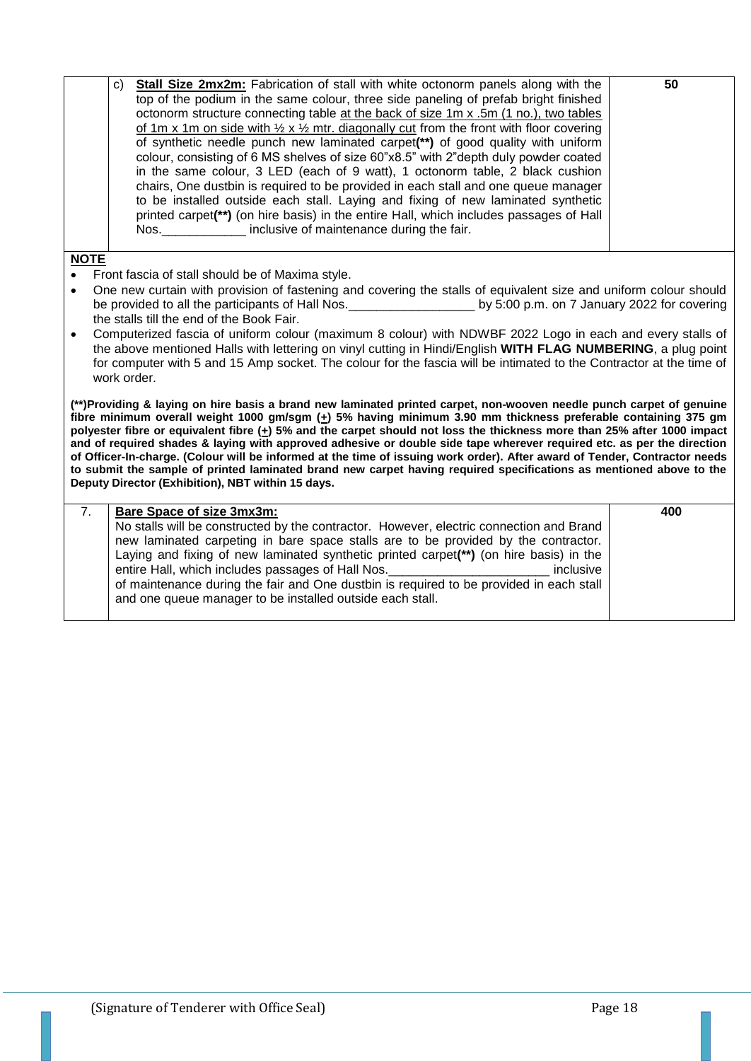| | | |
|---|---|---|
| | c) **Stall Size 2mx2m:** Fabrication of stall with white octonorm panels along with the top of the podium in the same colour, three side paneling of prefab bright finished octonorm structure connecting table at the back of size 1m x .5m (1 no.), two tables of 1m x 1m on side with ½ x ½ mtr. diagonally cut from the front with floor covering of synthetic needle punch new laminated carpet**(**)** of good quality with uniform colour, consisting of 6 MS shelves of size 60"x8.5" with 2"depth duly powder coated in the same colour, 3 LED (each of 9 watt), 1 octonorm table, 2 black cushion chairs, One dustbin is required to be provided in each stall and one queue manager to be installed outside each stall. Laying and fixing of new laminated synthetic printed carpet**(**)** (on hire basis) in the entire Hall, which includes passages of Hall Nos.____________ inclusive of maintenance during the fair. | **50** |

**NOTE**

- Front fascia of stall should be of Maxima style.
- One new curtain with provision of fastening and covering the stalls of equivalent size and uniform colour should be provided to all the participants of Hall Nos.__________________ by 5:00 p.m. on 7 January 2022 for covering the stalls till the end of the Book Fair.
- Computerized fascia of uniform colour (maximum 8 colour) with NDWBF 2022 Logo in each and every stalls of the above mentioned Halls with lettering on vinyl cutting in Hindi/English **WITH FLAG NUMBERING**, a plug point for computer with 5 and 15 Amp socket. The colour for the fascia will be intimated to the Contractor at the time of work order.

**(**)Providing & laying on hire basis a brand new laminated printed carpet, non-wooven needle punch carpet of genuine fibre minimum overall weight 1000 gm/sgm (±) 5% having minimum 3.90 mm thickness preferable containing 375 gm polyester fibre or equivalent fibre (±) 5% and the carpet should not loss the thickness more than 25% after 1000 impact and of required shades & laying with approved adhesive or double side tape wherever required etc. as per the direction of Officer-In-charge. (Colour will be informed at the time of issuing work order). After award of Tender, Contractor needs to submit the sample of printed laminated brand new carpet having required specifications as mentioned above to the Deputy Director (Exhibition), NBT within 15 days.**

| | | |
|---|---|---|
| 7. | **Bare Space of size 3mx3m:** No stalls will be constructed by the contractor. However, electric connection and Brand new laminated carpeting in bare space stalls are to be provided by the contractor. Laying and fixing of new laminated synthetic printed carpet**(**)** (on hire basis) in the entire Hall, which includes passages of Hall Nos.______________________ inclusive of maintenance during the fair and One dustbin is required to be provided in each stall and one queue manager to be installed outside each stall. | **400** |

(Signature of Tenderer with Office Seal)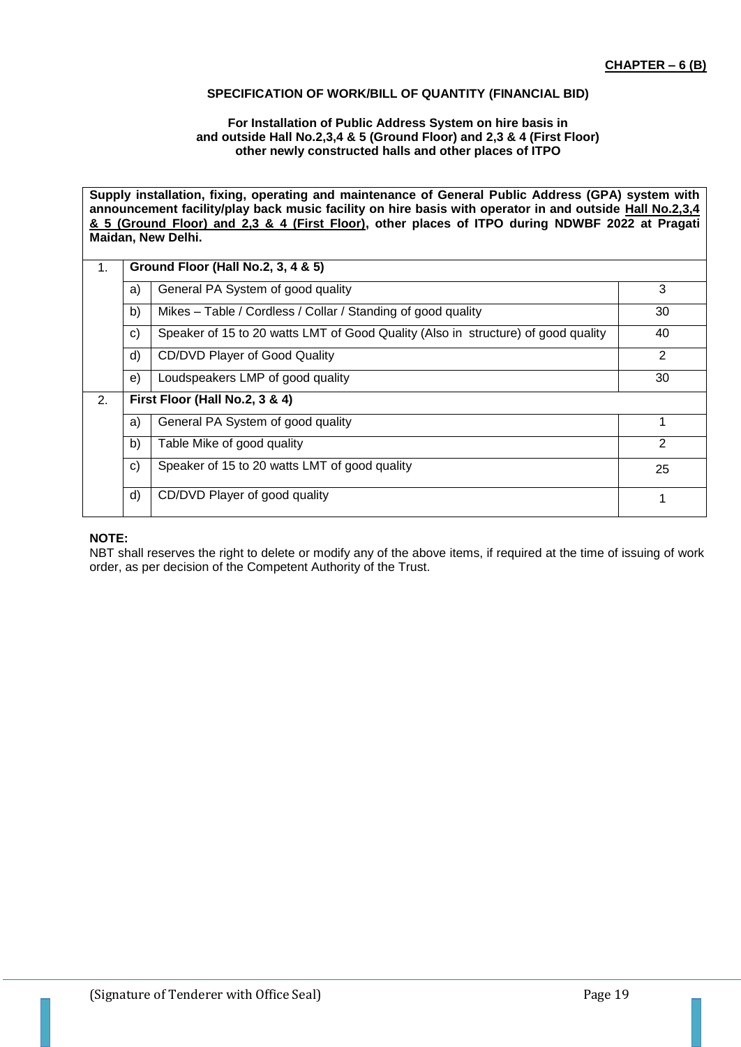**CHAPTER – 6 (B)**

### SPECIFICATION OF WORK/BILL OF QUANTITY (FINANCIAL BID)

**For Installation of Public Address System on hire basis in and outside Hall No.2,3,4 & 5 (Ground Floor) and 2,3 & 4 (First Floor) other newly constructed halls and other places of ITPO**

**Supply installation, fixing, operating and maintenance of General Public Address (GPA) system with announcement facility/play back music facility on hire basis with operator in and outside Hall No.2,3,4 & 5 (Ground Floor) and 2,3 & 4 (First Floor), other places of ITPO during NDWBF 2022 at Pragati Maidan, New Delhi.**

| | | | |
|---|---|---|---|
| 1. | **Ground Floor (Hall No.2, 3, 4 & 5)** | | |
| | a) | General PA System of good quality | 3 |
| | b) | Mikes – Table / Cordless / Collar / Standing of good quality | 30 |
| | c) | Speaker of 15 to 20 watts LMT of Good Quality (Also in structure) of good quality | 40 |
| | d) | CD/DVD Player of Good Quality | 2 |
| | e) | Loudspeakers LMP of good quality | 30 |
| 2. | **First Floor (Hall No.2, 3 & 4)** | | |
| | a) | General PA System of good quality | 1 |
| | b) | Table Mike of good quality | 2 |
| | c) | Speaker of 15 to 20 watts LMT of good quality | 25 |
| | d) | CD/DVD Player of good quality | 1 |

**NOTE:**

NBT shall reserves the right to delete or modify any of the above items, if required at the time of issuing of work order, as per decision of the Competent Authority of the Trust.

(Signature of Tenderer with Office Seal)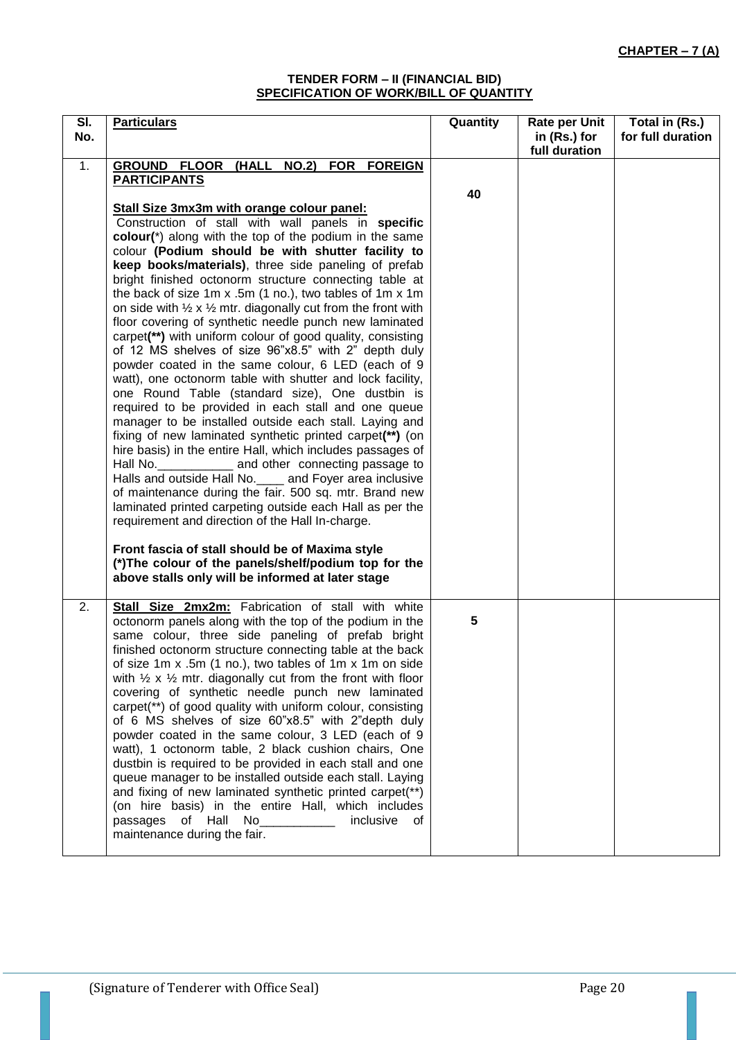**CHAPTER – 7 (A)**

**TENDER FORM – II (FINANCIAL BID)**
**SPECIFICATION OF WORK/BILL OF QUANTITY**

| Sl. No. | Particulars | Quantity | Rate per Unit in (Rs.) for full duration | Total in (Rs.) for full duration |
|---|---|---|---|---|
| 1. | **GROUND FLOOR (HALL NO.2) FOR FOREIGN PARTICIPANTS**<br><br>**Stall Size 3mx3m with orange colour panel:**<br>Construction of stall with wall panels in **specific colour(**\*) along with the top of the podium in the same colour **(Podium should be with shutter facility to keep books/materials)**, three side paneling of prefab bright finished octonorm structure connecting table at the back of size 1m x .5m (1 no.), two tables of 1m x 1m on side with ½ x ½ mtr. diagonally cut from the front with floor covering of synthetic needle punch new laminated carpet**(\*\*)** with uniform colour of good quality, consisting of 12 MS shelves of size 96"x8.5" with 2" depth duly powder coated in the same colour, 6 LED (each of 9 watt), one octonorm table with shutter and lock facility, one Round Table (standard size), One dustbin is required to be provided in each stall and one queue manager to be installed outside each stall. Laying and fixing of new laminated synthetic printed carpet**(\*\*)** (on hire basis) in the entire Hall, which includes passages of Hall No.___________ and other connecting passage to Halls and outside Hall No.____ and Foyer area inclusive of maintenance during the fair. 500 sq. mtr. Brand new laminated printed carpeting outside each Hall as per the requirement and direction of the Hall In-charge.<br><br>**Front fascia of stall should be of Maxima style**<br>**(\*)The colour of the panels/shelf/podium top for the above stalls only will be informed at later stage** | 40 | | |
| 2. | **Stall Size 2mx2m:** Fabrication of stall with white octonorm panels along with the top of the podium in the same colour, three side paneling of prefab bright finished octonorm structure connecting table at the back of size 1m x .5m (1 no.), two tables of 1m x 1m on side with ½ x ½ mtr. diagonally cut from the front with floor covering of synthetic needle punch new laminated carpet(\*\*) of good quality with uniform colour, consisting of 6 MS shelves of size 60"x8.5" with 2"depth duly powder coated in the same colour, 3 LED (each of 9 watt), 1 octonorm table, 2 black cushion chairs, One dustbin is required to be provided in each stall and one queue manager to be installed outside each stall. Laying and fixing of new laminated synthetic printed carpet(\*\*) (on hire basis) in the entire Hall, which includes passages of Hall No___________ inclusive of maintenance during the fair. | 5 | | |

(Signature of Tenderer with Office Seal)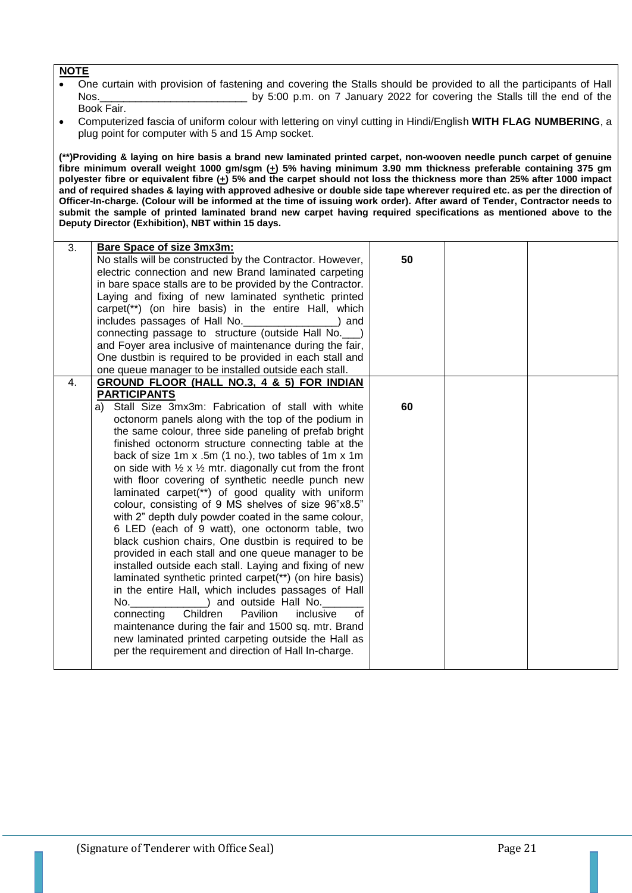**NOTE**

- One curtain with provision of fastening and covering the Stalls should be provided to all the participants of Hall Nos.________________________ by 5:00 p.m. on 7 January 2022 for covering the Stalls till the end of the Book Fair.
- Computerized fascia of uniform colour with lettering on vinyl cutting in Hindi/English **WITH FLAG NUMBERING**, a plug point for computer with 5 and 15 Amp socket.

**(**)Providing & laying on hire basis a brand new laminated printed carpet, non-wooven needle punch carpet of genuine fibre minimum overall weight 1000 gm/sgm (+) 5% having minimum 3.90 mm thickness preferable containing 375 gm polyester fibre or equivalent fibre (+) 5% and the carpet should not loss the thickness more than 25% after 1000 impact and of required shades & laying with approved adhesive or double side tape wherever required etc. as per the direction of Officer-In-charge. (Colour will be informed at the time of issuing work order). After award of Tender, Contractor needs to submit the sample of printed laminated brand new carpet having required specifications as mentioned above to the Deputy Director (Exhibition), NBT within 15 days.**

| | | | | |
|---|---|---|---|---|
| 3. | **Bare Space of size 3mx3m:**<br>No stalls will be constructed by the Contractor. However, electric connection and new Brand laminated carpeting in bare space stalls are to be provided by the Contractor. Laying and fixing of new laminated synthetic printed carpet(**) (on hire basis) in the entire Hall, which includes passages of Hall No.________________) and connecting passage to structure (outside Hall No.___) and Foyer area inclusive of maintenance during the fair, One dustbin is required to be provided in each stall and one queue manager to be installed outside each stall. | 50 | | |
| 4. | **GROUND FLOOR (HALL NO.3, 4 & 5) FOR INDIAN PARTICIPANTS**<br>a) Stall Size 3mx3m: Fabrication of stall with white octonorm panels along with the top of the podium in the same colour, three side paneling of prefab bright finished octonorm structure connecting table at the back of size 1m x .5m (1 no.), two tables of 1m x 1m on side with ½ x ½ mtr. diagonally cut from the front with floor covering of synthetic needle punch new laminated carpet(**) of good quality with uniform colour, consisting of 9 MS shelves of size 96"x8.5" with 2" depth duly powder coated in the same colour, 6 LED (each of 9 watt), one octonorm table, two black cushion chairs, One dustbin is required to be provided in each stall and one queue manager to be installed outside each stall. Laying and fixing of new laminated synthetic printed carpet(**) (on hire basis) in the entire Hall, which includes passages of Hall No.____________) and outside Hall No._______ connecting Children Pavilion inclusive of maintenance during the fair and 1500 sq. mtr. Brand new laminated printed carpeting outside the Hall as per the requirement and direction of Hall In-charge. | 60 | | |

(Signature of Tenderer with Office Seal)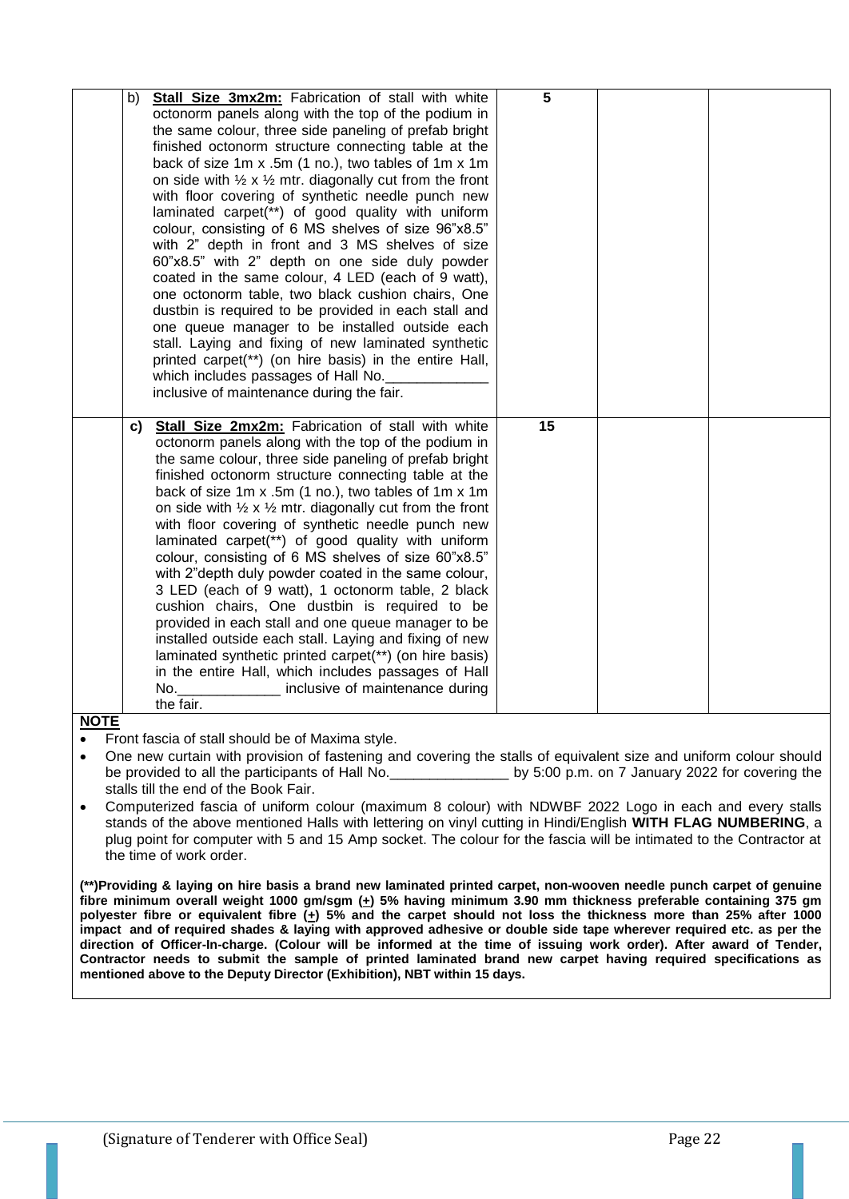|  | Description | Qty |  |  |
|---|---|---|---|---|
|  | b) **Stall Size 3mx2m:** Fabrication of stall with white octonorm panels along with the top of the podium in the same colour, three side paneling of prefab bright finished octonorm structure connecting table at the back of size 1m x .5m (1 no.), two tables of 1m x 1m on side with ½ x ½ mtr. diagonally cut from the front with floor covering of synthetic needle punch new laminated carpet(**) of good quality with uniform colour, consisting of 6 MS shelves of size 96"x8.5" with 2" depth in front and 3 MS shelves of size 60"x8.5" with 2" depth on one side duly powder coated in the same colour, 4 LED (each of 9 watt), one octonorm table, two black cushion chairs, One dustbin is required to be provided in each stall and one queue manager to be installed outside each stall. Laying and fixing of new laminated synthetic printed carpet(**) (on hire basis) in the entire Hall, which includes passages of Hall No.____________ inclusive of maintenance during the fair. | 5 |  |  |
|  | **c)** **Stall Size 2mx2m:** Fabrication of stall with white octonorm panels along with the top of the podium in the same colour, three side paneling of prefab bright finished octonorm structure connecting table at the back of size 1m x .5m (1 no.), two tables of 1m x 1m on side with ½ x ½ mtr. diagonally cut from the front with floor covering of synthetic needle punch new laminated carpet(**) of good quality with uniform colour, consisting of 6 MS shelves of size 60"x8.5" with 2"depth duly powder coated in the same colour, 3 LED (each of 9 watt), 1 octonorm table, 2 black cushion chairs, One dustbin is required to be provided in each stall and one queue manager to be installed outside each stall. Laying and fixing of new laminated synthetic printed carpet(**) (on hire basis) in the entire Hall, which includes passages of Hall No.____________ inclusive of maintenance during the fair. | 15 |  |  |

**NOTE**

- Front fascia of stall should be of Maxima style.
- One new curtain with provision of fastening and covering the stalls of equivalent size and uniform colour should be provided to all the participants of Hall No.______________ by 5:00 p.m. on 7 January 2022 for covering the stalls till the end of the Book Fair.
- Computerized fascia of uniform colour (maximum 8 colour) with NDWBF 2022 Logo in each and every stalls stands of the above mentioned Halls with lettering on vinyl cutting in Hindi/English **WITH FLAG NUMBERING**, a plug point for computer with 5 and 15 Amp socket. The colour for the fascia will be intimated to the Contractor at the time of work order.

**(**)Providing & laying on hire basis a brand new laminated printed carpet, non-wooven needle punch carpet of genuine fibre minimum overall weight 1000 gm/sgm (±) 5% having minimum 3.90 mm thickness preferable containing 375 gm polyester fibre or equivalent fibre (±) 5% and the carpet should not loss the thickness more than 25% after 1000 impact and of required shades & laying with approved adhesive or double side tape wherever required etc. as per the direction of Officer-In-charge. (Colour will be informed at the time of issuing work order). After award of Tender, Contractor needs to submit the sample of printed laminated brand new carpet having required specifications as mentioned above to the Deputy Director (Exhibition), NBT within 15 days.**

(Signature of Tenderer with Office Seal)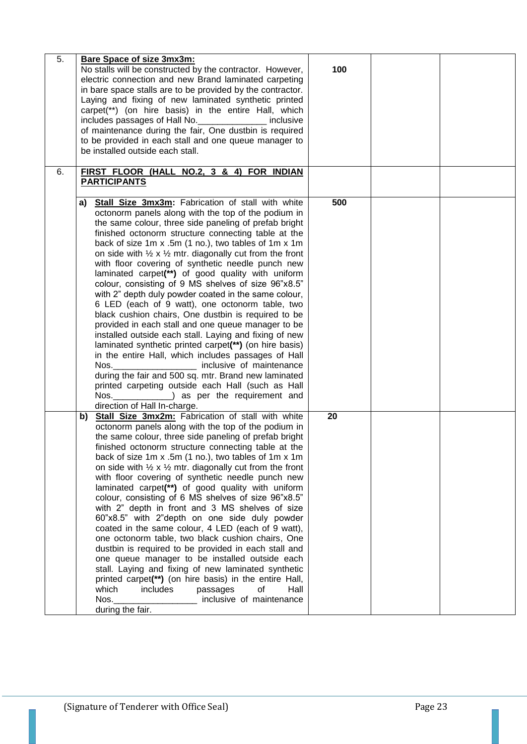| | | | | |
|---|---|---|---|---|
| 5. | **Bare Space of size 3mx3m:** No stalls will be constructed by the contractor. However, electric connection and new Brand laminated carpeting in bare space stalls are to be provided by the contractor. Laying and fixing of new laminated synthetic printed carpet(**) (on hire basis) in the entire Hall, which includes passages of Hall No.______________ inclusive of maintenance during the fair, One dustbin is required to be provided in each stall and one queue manager to be installed outside each stall. | 100 | | |
| 6. | **FIRST FLOOR (HALL NO.2, 3 & 4) FOR INDIAN PARTICIPANTS** | | | |
| | **a) Stall Size 3mx3m:** Fabrication of stall with white octonorm panels along with the top of the podium in the same colour, three side paneling of prefab bright finished octonorm structure connecting table at the back of size 1m x .5m (1 no.), two tables of 1m x 1m on side with ½ x ½ mtr. diagonally cut from the front with floor covering of synthetic needle punch new laminated carpet**(**)** of good quality with uniform colour, consisting of 9 MS shelves of size 96"x8.5" with 2" depth duly powder coated in the same colour, 6 LED (each of 9 watt), one octonorm table, two black cushion chairs, One dustbin is required to be provided in each stall and one queue manager to be installed outside each stall. Laying and fixing of new laminated synthetic printed carpet**(**)** (on hire basis) in the entire Hall, which includes passages of Hall Nos.________________ inclusive of maintenance during the fair and 500 sq. mtr. Brand new laminated printed carpeting outside each Hall (such as Hall Nos.____________) as per the requirement and direction of Hall In-charge. | 500 | | |
| | **b) Stall Size 3mx2m:** Fabrication of stall with white octonorm panels along with the top of the podium in the same colour, three side paneling of prefab bright finished octonorm structure connecting table at the back of size 1m x .5m (1 no.), two tables of 1m x 1m on side with ½ x ½ mtr. diagonally cut from the front with floor covering of synthetic needle punch new laminated carpet**(**)** of good quality with uniform colour, consisting of 6 MS shelves of size 96"x8.5" with 2" depth in front and 3 MS shelves of size 60"x8.5" with 2"depth on one side duly powder coated in the same colour, 4 LED (each of 9 watt), one octonorm table, two black cushion chairs, One dustbin is required to be provided in each stall and one queue manager to be installed outside each stall. Laying and fixing of new laminated synthetic printed carpet**(**)** (on hire basis) in the entire Hall, which includes passages of Hall Nos.________________ inclusive of maintenance during the fair. | 20 | | |

(Signature of Tenderer with Office Seal)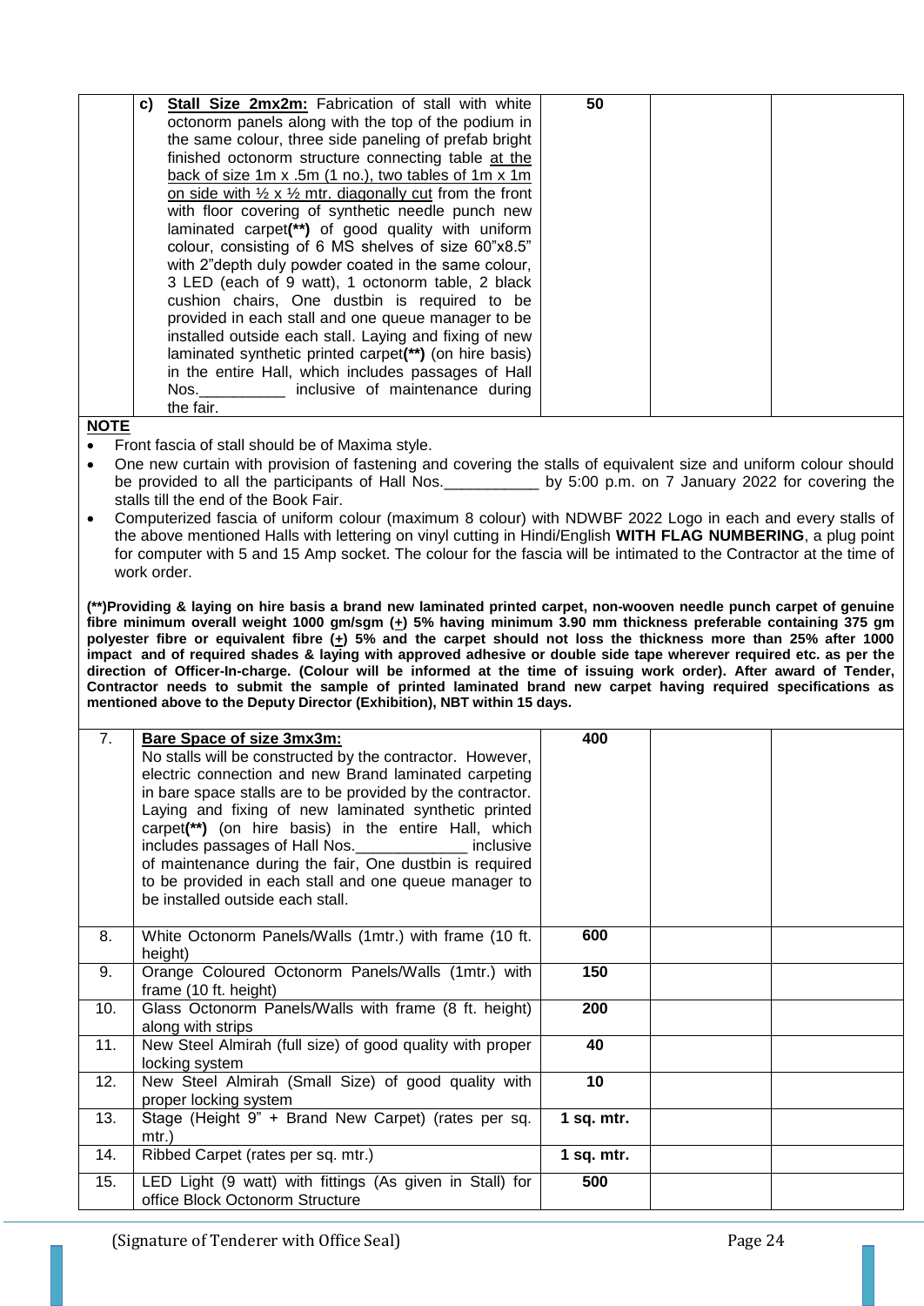| | | | | |
|---|---|---|---|---|
| | **c) Stall Size 2mx2m:** Fabrication of stall with white octonorm panels along with the top of the podium in the same colour, three side paneling of prefab bright finished octonorm structure connecting table at the back of size 1m x .5m (1 no.), two tables of 1m x 1m on side with ½ x ½ mtr. diagonally cut from the front with floor covering of synthetic needle punch new laminated carpet**(\*\*)** of good quality with uniform colour, consisting of 6 MS shelves of size 60"x8.5" with 2"depth duly powder coated in the same colour, 3 LED (each of 9 watt), 1 octonorm table, 2 black cushion chairs, One dustbin is required to be provided in each stall and one queue manager to be installed outside each stall. Laying and fixing of new laminated synthetic printed carpet**(\*\*)** (on hire basis) in the entire Hall, which includes passages of Hall Nos.__________ inclusive of maintenance during the fair. | **50** | | |

**NOTE**

- Front fascia of stall should be of Maxima style.
- One new curtain with provision of fastening and covering the stalls of equivalent size and uniform colour should be provided to all the participants of Hall Nos.___________ by 5:00 p.m. on 7 January 2022 for covering the stalls till the end of the Book Fair.
- Computerized fascia of uniform colour (maximum 8 colour) with NDWBF 2022 Logo in each and every stalls of the above mentioned Halls with lettering on vinyl cutting in Hindi/English **WITH FLAG NUMBERING**, a plug point for computer with 5 and 15 Amp socket. The colour for the fascia will be intimated to the Contractor at the time of work order.

**(\*\*)Providing & laying on hire basis a brand new laminated printed carpet, non-wooven needle punch carpet of genuine fibre minimum overall weight 1000 gm/sgm (+) 5% having minimum 3.90 mm thickness preferable containing 375 gm polyester fibre or equivalent fibre (+) 5% and the carpet should not loss the thickness more than 25% after 1000 impact and of required shades & laying with approved adhesive or double side tape wherever required etc. as per the direction of Officer-In-charge. (Colour will be informed at the time of issuing work order). After award of Tender, Contractor needs to submit the sample of printed laminated brand new carpet having required specifications as mentioned above to the Deputy Director (Exhibition), NBT within 15 days.**

| | | | | |
|---|---|---|---|---|
| 7. | **Bare Space of size 3mx3m:** No stalls will be constructed by the contractor. However, electric connection and new Brand laminated carpeting in bare space stalls are to be provided by the contractor. Laying and fixing of new laminated synthetic printed carpet**(\*\*)** (on hire basis) in the entire Hall, which includes passages of Hall Nos.____________ inclusive of maintenance during the fair, One dustbin is required to be provided in each stall and one queue manager to be installed outside each stall. | **400** | | |
| 8. | White Octonorm Panels/Walls (1mtr.) with frame (10 ft. height) | **600** | | |
| 9. | Orange Coloured Octonorm Panels/Walls (1mtr.) with frame (10 ft. height) | **150** | | |
| 10. | Glass Octonorm Panels/Walls with frame (8 ft. height) along with strips | **200** | | |
| 11. | New Steel Almirah (full size) of good quality with proper locking system | **40** | | |
| 12. | New Steel Almirah (Small Size) of good quality with proper locking system | **10** | | |
| 13. | Stage (Height 9" + Brand New Carpet) (rates per sq. mtr.) | **1 sq. mtr.** | | |
| 14. | Ribbed Carpet (rates per sq. mtr.) | **1 sq. mtr.** | | |
| 15. | LED Light (9 watt) with fittings (As given in Stall) for office Block Octonorm Structure | **500** | | |

(Signature of Tenderer with Office Seal)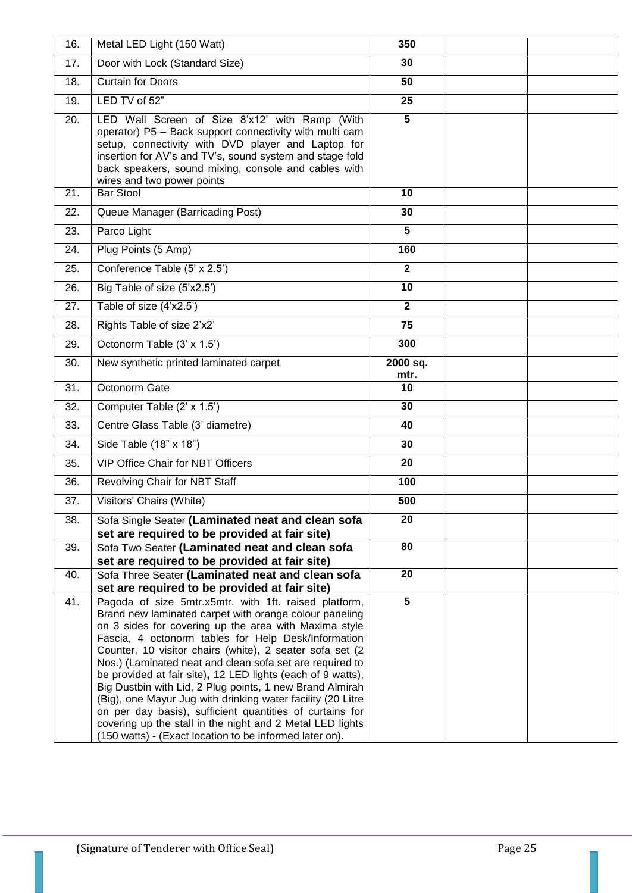| 16. | Metal LED Light (150 Watt) | **350** | | |
|---|---|---|---|---|
| 17. | Door with Lock (Standard Size) | **30** | | |
| 18. | Curtain for Doors | **50** | | |
| 19. | LED TV of 52” | **25** | | |
| 20. | LED Wall Screen of Size 8’x12’ with Ramp (With operator) P5 – Back support connectivity with multi cam setup, connectivity with DVD player and Laptop for insertion for AV’s and TV’s, sound system and stage fold back speakers, sound mixing, console and cables with wires and two power points | **5** | | |
| 21. | Bar Stool | **10** | | |
| 22. | Queue Manager (Barricading Post) | **30** | | |
| 23. | Parco Light | **5** | | |
| 24. | Plug Points (5 Amp) | **160** | | |
| 25. | Conference Table (5’ x 2.5’) | **2** | | |
| 26. | Big Table of size (5’x2.5’) | **10** | | |
| 27. | Table of size (4’x2.5’) | **2** | | |
| 28. | Rights Table of size 2’x2’ | **75** | | |
| 29. | Octonorm Table (3’ x 1.5’) | **300** | | |
| 30. | New synthetic printed laminated carpet | **2000 sq. mtr.** | | |
| 31. | Octonorm Gate | **10** | | |
| 32. | Computer Table (2’ x 1.5’) | **30** | | |
| 33. | Centre Glass Table (3’ diametre) | **40** | | |
| 34. | Side Table (18” x 18”) | **30** | | |
| 35. | VIP Office Chair for NBT Officers | **20** | | |
| 36. | Revolving Chair for NBT Staff | **100** | | |
| 37. | Visitors’ Chairs (White) | **500** | | |
| 38. | Sofa Single Seater **(Laminated neat and clean sofa set are required to be provided at fair site)** | **20** | | |
| 39. | Sofa Two Seater **(Laminated neat and clean sofa set are required to be provided at fair site)** | **80** | | |
| 40. | Sofa Three Seater **(Laminated neat and clean sofa set are required to be provided at fair site)** | **20** | | |
| 41. | Pagoda of size 5mtr.x5mtr. with 1ft. raised platform, Brand new laminated carpet with orange colour paneling on 3 sides for covering up the area with Maxima style Fascia, 4 octonorm tables for Help Desk/Information Counter, 10 visitor chairs (white), 2 seater sofa set (2 Nos.) (Laminated neat and clean sofa set are required to be provided at fair site)**,** 12 LED lights (each of 9 watts), Big Dustbin with Lid, 2 Plug points, 1 new Brand Almirah (Big), one Mayur Jug with drinking water facility (20 Litre on per day basis), sufficient quantities of curtains for covering up the stall in the night and 2 Metal LED lights (150 watts) - (Exact location to be informed later on). | **5** | | |

(Signature of Tenderer with Office Seal)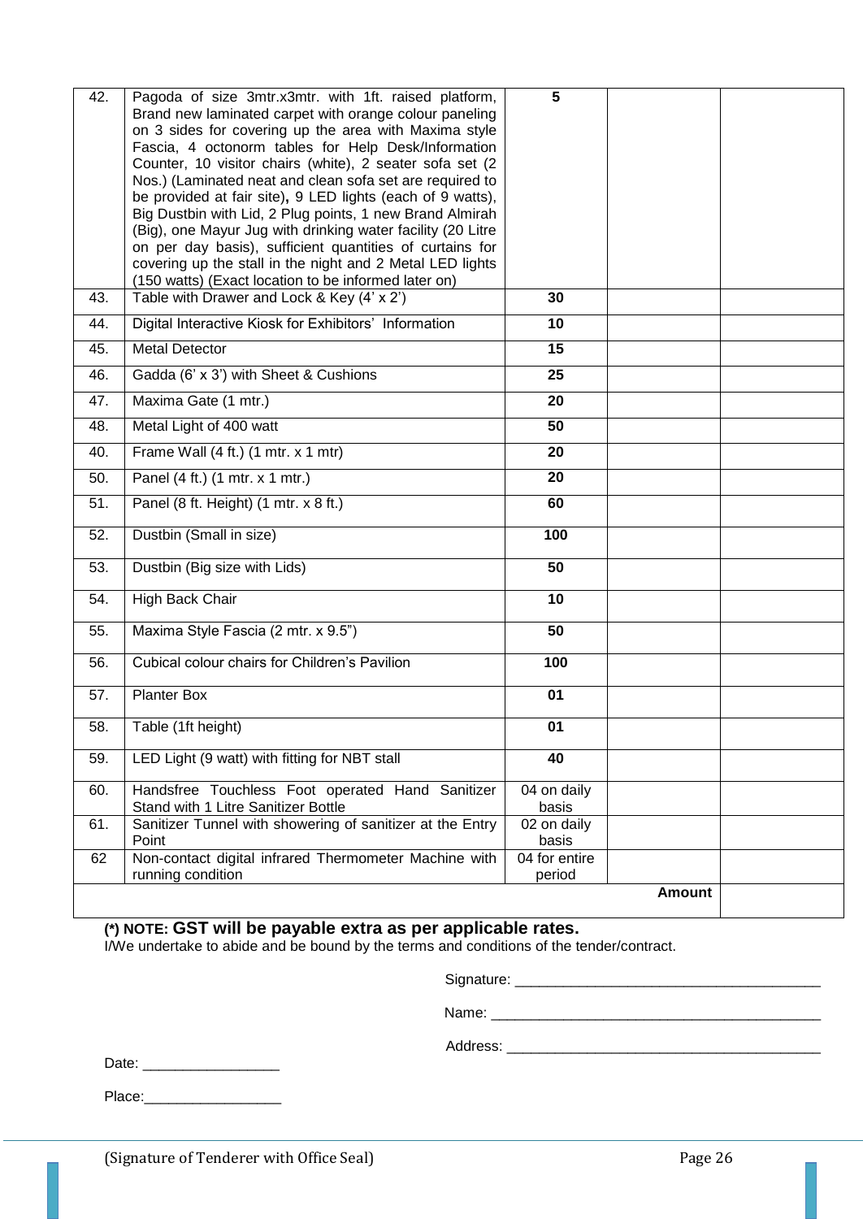| 42. | Pagoda of size 3mtr.x3mtr. with 1ft. raised platform, Brand new laminated carpet with orange colour paneling on 3 sides for covering up the area with Maxima style Fascia, 4 octonorm tables for Help Desk/Information Counter, 10 visitor chairs (white), 2 seater sofa set (2 Nos.) (Laminated neat and clean sofa set are required to be provided at fair site), 9 LED lights (each of 9 watts), Big Dustbin with Lid, 2 Plug points, 1 new Brand Almirah (Big), one Mayur Jug with drinking water facility (20 Litre on per day basis), sufficient quantities of curtains for covering up the stall in the night and 2 Metal LED lights (150 watts) (Exact location to be informed later on) | **5** | | |
|---|---|---|---|---|
| 43. | Table with Drawer and Lock & Key (4' x 2') | **30** | | |
| 44. | Digital Interactive Kiosk for Exhibitors' Information | **10** | | |
| 45. | Metal Detector | **15** | | |
| 46. | Gadda (6' x 3') with Sheet & Cushions | **25** | | |
| 47. | Maxima Gate (1 mtr.) | **20** | | |
| 48. | Metal Light of 400 watt | **50** | | |
| 40. | Frame Wall (4 ft.) (1 mtr. x 1 mtr) | **20** | | |
| 50. | Panel (4 ft.) (1 mtr. x 1 mtr.) | **20** | | |
| 51. | Panel (8 ft. Height) (1 mtr. x 8 ft.) | **60** | | |
| 52. | Dustbin (Small in size) | **100** | | |
| 53. | Dustbin (Big size with Lids) | **50** | | |
| 54. | High Back Chair | **10** | | |
| 55. | Maxima Style Fascia (2 mtr. x 9.5") | **50** | | |
| 56. | Cubical colour chairs for Children's Pavilion | **100** | | |
| 57. | Planter Box | **01** | | |
| 58. | Table (1ft height) | **01** | | |
| 59. | LED Light (9 watt) with fitting for NBT stall | **40** | | |
| 60. | Handsfree Touchless Foot operated Hand Sanitizer Stand with 1 Litre Sanitizer Bottle | 04 on daily basis | | |
| 61. | Sanitizer Tunnel with showering of sanitizer at the Entry Point | 02 on daily basis | | |
| 62 | Non-contact digital infrared Thermometer Machine with running condition | 04 for entire period | | |
| | | | **Amount** | |

**(*) NOTE: GST will be payable extra as per applicable rates.**
I/We undertake to abide and be bound by the terms and conditions of the tender/contract.

Signature: ______________________________________

Name: __________________________________________

Address: ________________________________________

Date: _________________

Place:_________________

(Signature of Tenderer with Office Seal)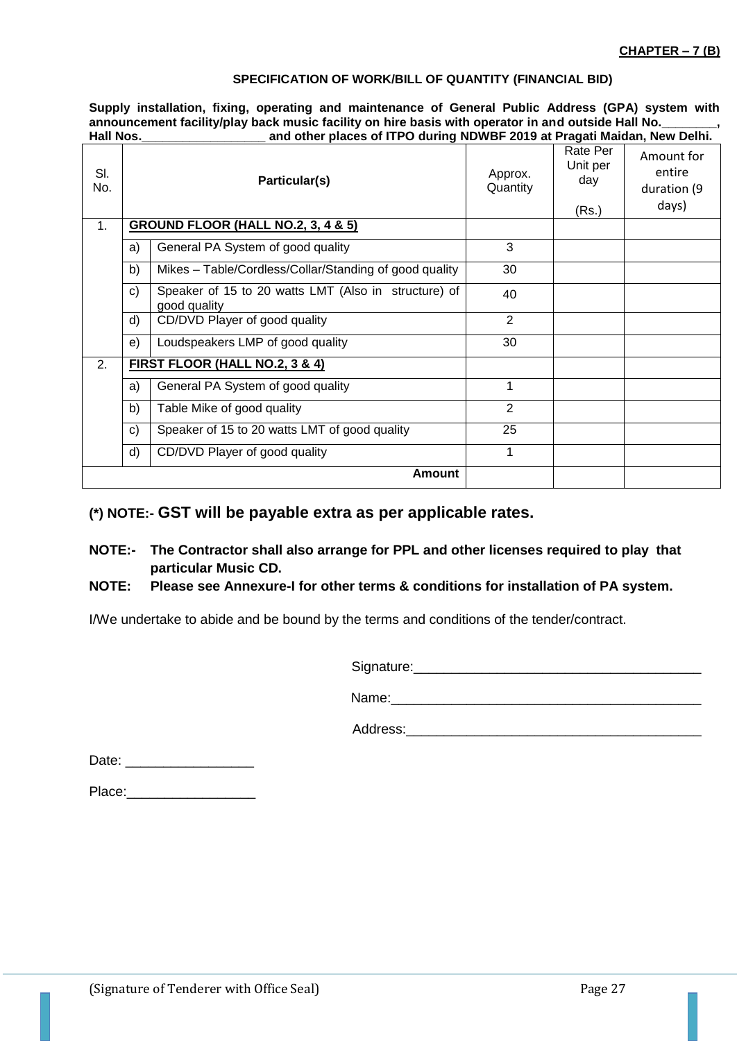**CHAPTER – 7 (B)**

**SPECIFICATION OF WORK/BILL OF QUANTITY (FINANCIAL BID)**

**Supply installation, fixing, operating and maintenance of General Public Address (GPA) system with announcement facility/play back music facility on hire basis with operator in and outside Hall No.________, Hall Nos.__________________ and other places of ITPO during NDWBF 2019 at Pragati Maidan, New Delhi.**

| Sl. No. | | Particular(s) | Approx. Quantity | Rate Per Unit per day (Rs.) | Amount for entire duration (9 days) |
|---|---|---|---|---|---|
| 1. | **GROUND FLOOR (HALL NO.2, 3, 4 & 5)** | | | | |
| | a) | General PA System of good quality | 3 | | |
| | b) | Mikes – Table/Cordless/Collar/Standing of good quality | 30 | | |
| | c) | Speaker of 15 to 20 watts LMT (Also in structure) of good quality | 40 | | |
| | d) | CD/DVD Player of good quality | 2 | | |
| | e) | Loudspeakers LMP of good quality | 30 | | |
| 2. | **FIRST FLOOR (HALL NO.2, 3 & 4)** | | | | |
| | a) | General PA System of good quality | 1 | | |
| | b) | Table Mike of good quality | 2 | | |
| | c) | Speaker of 15 to 20 watts LMT of good quality | 25 | | |
| | d) | CD/DVD Player of good quality | 1 | | |
| | | **Amount** | | | |

**(*) NOTE:- GST will be payable extra as per applicable rates.**

**NOTE:- The Contractor shall also arrange for PPL and other licenses required to play that particular Music CD.**

**NOTE: Please see Annexure-I for other terms & conditions for installation of PA system.**

I/We undertake to abide and be bound by the terms and conditions of the tender/contract.

Signature:______________________________________

Name:_________________________________________

Address:_______________________________________

Date: _________________

Place:_________________

(Signature of Tenderer with Office Seal)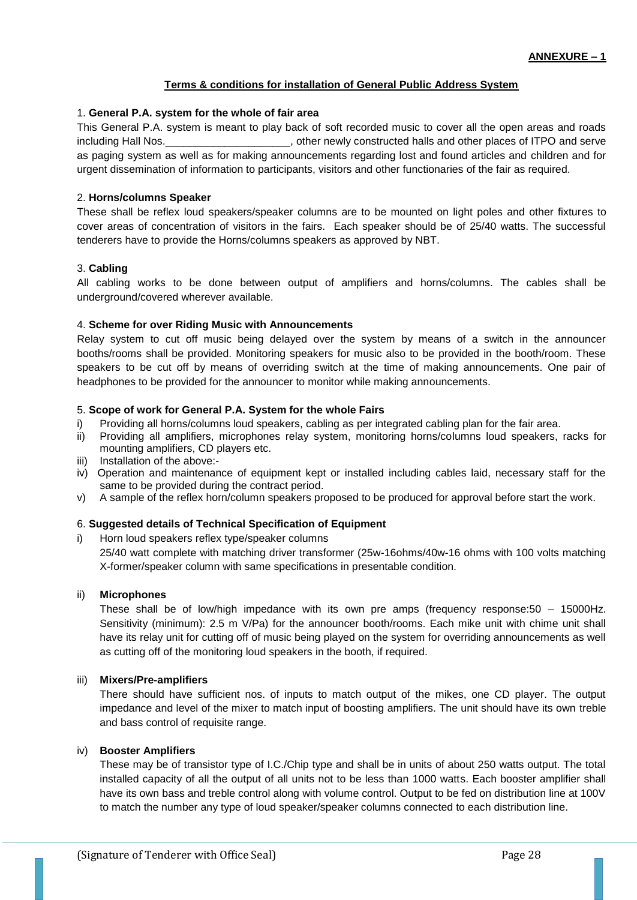**ANNEXURE – 1**

## Terms & conditions for installation of General Public Address System

1. **General P.A. system for the whole of fair area**

This General P.A. system is meant to play back of soft recorded music to cover all the open areas and roads including Hall Nos.____________________, other newly constructed halls and other places of ITPO and serve as paging system as well as for making announcements regarding lost and found articles and children and for urgent dissemination of information to participants, visitors and other functionaries of the fair as required.

2. **Horns/columns Speaker**

These shall be reflex loud speakers/speaker columns are to be mounted on light poles and other fixtures to cover areas of concentration of visitors in the fairs. Each speaker should be of 25/40 watts. The successful tenderers have to provide the Horns/columns speakers as approved by NBT.

3. **Cabling**

All cabling works to be done between output of amplifiers and horns/columns. The cables shall be underground/covered wherever available.

4. **Scheme for over Riding Music with Announcements**

Relay system to cut off music being delayed over the system by means of a switch in the announcer booths/rooms shall be provided. Monitoring speakers for music also to be provided in the booth/room. These speakers to be cut off by means of overriding switch at the time of making announcements. One pair of headphones to be provided for the announcer to monitor while making announcements.

5. **Scope of work for General P.A. System for the whole Fairs**

i) Providing all horns/columns loud speakers, cabling as per integrated cabling plan for the fair area.
ii) Providing all amplifiers, microphones relay system, monitoring horns/columns loud speakers, racks for mounting amplifiers, CD players etc.
iii) Installation of the above:-
iv) Operation and maintenance of equipment kept or installed including cables laid, necessary staff for the same to be provided during the contract period.
v) A sample of the reflex horn/column speakers proposed to be produced for approval before start the work.

6. **Suggested details of Technical Specification of Equipment**

i) Horn loud speakers reflex type/speaker columns

25/40 watt complete with matching driver transformer (25w-16ohms/40w-16 ohms with 100 volts matching X-former/speaker column with same specifications in presentable condition.

ii) **Microphones**

These shall be of low/high impedance with its own pre amps (frequency response:50 – 15000Hz. Sensitivity (minimum): 2.5 m V/Pa) for the announcer booth/rooms. Each mike unit with chime unit shall have its relay unit for cutting off of music being played on the system for overriding announcements as well as cutting off of the monitoring loud speakers in the booth, if required.

iii) **Mixers/Pre-amplifiers**

There should have sufficient nos. of inputs to match output of the mikes, one CD player. The output impedance and level of the mixer to match input of boosting amplifiers. The unit should have its own treble and bass control of requisite range.

iv) **Booster Amplifiers**

These may be of transistor type of I.C./Chip type and shall be in units of about 250 watts output. The total installed capacity of all the output of all units not to be less than 1000 watts. Each booster amplifier shall have its own bass and treble control along with volume control. Output to be fed on distribution line at 100V to match the number any type of loud speaker/speaker columns connected to each distribution line.

(Signature of Tenderer with Office Seal)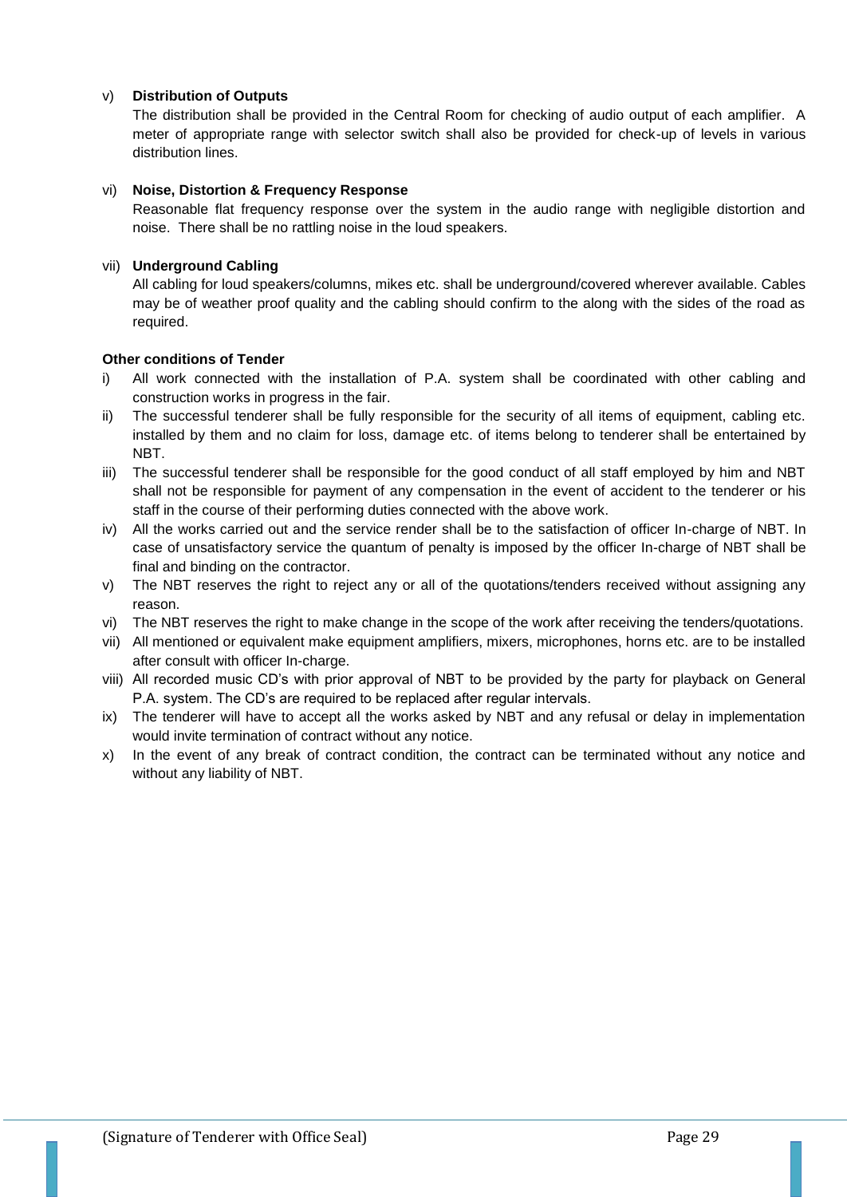v) **Distribution of Outputs**

The distribution shall be provided in the Central Room for checking of audio output of each amplifier. A meter of appropriate range with selector switch shall also be provided for check-up of levels in various distribution lines.

vi) **Noise, Distortion & Frequency Response**

Reasonable flat frequency response over the system in the audio range with negligible distortion and noise. There shall be no rattling noise in the loud speakers.

vii) **Underground Cabling**

All cabling for loud speakers/columns, mikes etc. shall be underground/covered wherever available. Cables may be of weather proof quality and the cabling should confirm to the along with the sides of the road as required.

**Other conditions of Tender**

i) All work connected with the installation of P.A. system shall be coordinated with other cabling and construction works in progress in the fair.
ii) The successful tenderer shall be fully responsible for the security of all items of equipment, cabling etc. installed by them and no claim for loss, damage etc. of items belong to tenderer shall be entertained by NBT.
iii) The successful tenderer shall be responsible for the good conduct of all staff employed by him and NBT shall not be responsible for payment of any compensation in the event of accident to the tenderer or his staff in the course of their performing duties connected with the above work.
iv) All the works carried out and the service render shall be to the satisfaction of officer In-charge of NBT. In case of unsatisfactory service the quantum of penalty is imposed by the officer In-charge of NBT shall be final and binding on the contractor.
v) The NBT reserves the right to reject any or all of the quotations/tenders received without assigning any reason.
vi) The NBT reserves the right to make change in the scope of the work after receiving the tenders/quotations.
vii) All mentioned or equivalent make equipment amplifiers, mixers, microphones, horns etc. are to be installed after consult with officer In-charge.
viii) All recorded music CD's with prior approval of NBT to be provided by the party for playback on General P.A. system. The CD's are required to be replaced after regular intervals.
ix) The tenderer will have to accept all the works asked by NBT and any refusal or delay in implementation would invite termination of contract without any notice.
x) In the event of any break of contract condition, the contract can be terminated without any notice and without any liability of NBT.

(Signature of Tenderer with Office Seal)